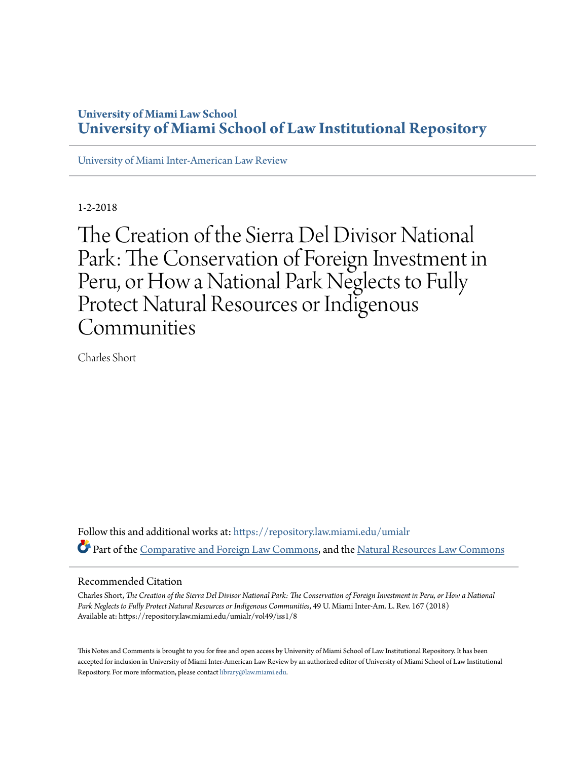**University of Miami Law School**
# University of Miami School of Law Institutional Repository

University of Miami Inter-American Law Review

1-2-2018

# The Creation of the Sierra Del Divisor National Park: The Conservation of Foreign Investment in Peru, or How a National Park Neglects to Fully Protect Natural Resources or Indigenous Communities

Charles Short

Follow this and additional works at: https://repository.law.miami.edu/umialr

Part of the Comparative and Foreign Law Commons, and the Natural Resources Law Commons

## Recommended Citation

Charles Short, *The Creation of the Sierra Del Divisor National Park: The Conservation of Foreign Investment in Peru, or How a National Park Neglects to Fully Protect Natural Resources or Indigenous Communities*, 49 U. Miami Inter-Am. L. Rev. 167 (2018)
Available at: https://repository.law.miami.edu/umialr/vol49/iss1/8

This Notes and Comments is brought to you for free and open access by University of Miami School of Law Institutional Repository. It has been accepted for inclusion in University of Miami Inter-American Law Review by an authorized editor of University of Miami School of Law Institutional Repository. For more information, please contact library@law.miami.edu.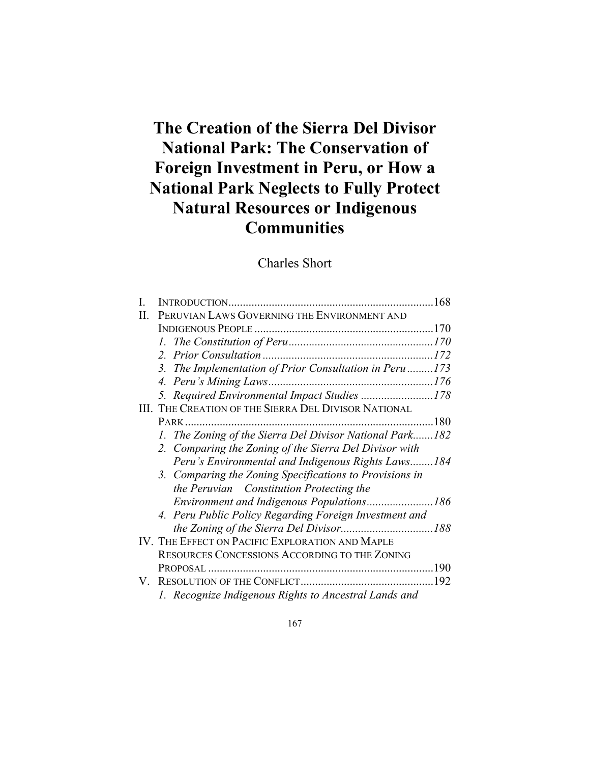# The Creation of the Sierra Del Divisor National Park: The Conservation of Foreign Investment in Peru, or How a National Park Neglects to Fully Protect Natural Resources or Indigenous Communities

Charles Short

- I. INTRODUCTION ....................................................................... 168
- II. PERUVIAN LAWS GOVERNING THE ENVIRONMENT AND INDIGENOUS PEOPLE ............................................................. 170
  1. *The Constitution of Peru* .................................................. *170*
  2. *Prior Consultation* ........................................................... *172*
  3. *The Implementation of Prior Consultation in Peru* ......... *173*
  4. *Peru's Mining Laws* ......................................................... *176*
  5. *Required Environmental Impact Studies* ......................... *178*
- III. THE CREATION OF THE SIERRA DEL DIVISOR NATIONAL PARK ...................................................................................... 180
  1. *The Zoning of the Sierra Del Divisor National Park* ....... *182*
  2. *Comparing the Zoning of the Sierra Del Divisor with Peru's Environmental and Indigenous Rights Laws* ........ *184*
  3. *Comparing the Zoning Specifications to Provisions in the Peruvian Constitution Protecting the Environment and Indigenous Populations* ....................... *186*
  4. *Peru Public Policy Regarding Foreign Investment and the Zoning of the Sierra Del Divisor* ................................ *188*
- IV. THE EFFECT ON PACIFIC EXPLORATION AND MAPLE RESOURCES CONCESSIONS ACCORDING TO THE ZONING PROPOSAL ............................................................................. 190
- V. RESOLUTION OF THE CONFLICT ............................................ 192
  1. *Recognize Indigenous Rights to Ancestral Lands and*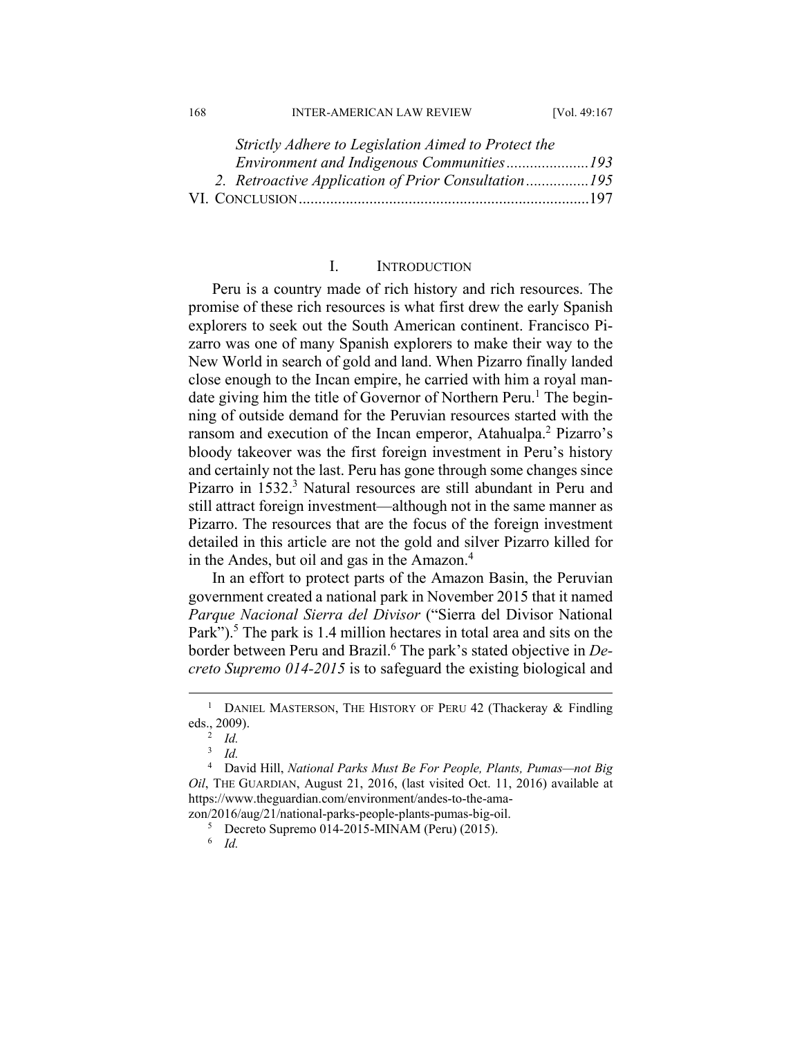*Strictly Adhere to Legislation Aimed to Protect the Environment and Indigenous Communities*.....................193
2. *Retroactive Application of Prior Consultation*................195
VI. CONCLUSION..........................................................................197

## I. INTRODUCTION

Peru is a country made of rich history and rich resources. The promise of these rich resources is what first drew the early Spanish explorers to seek out the South American continent. Francisco Pizarro was one of many Spanish explorers to make their way to the New World in search of gold and land. When Pizarro finally landed close enough to the Incan empire, he carried with him a royal mandate giving him the title of Governor of Northern Peru.[1] The beginning of outside demand for the Peruvian resources started with the ransom and execution of the Incan emperor, Atahualpa.[2] Pizarro's bloody takeover was the first foreign investment in Peru's history and certainly not the last. Peru has gone through some changes since Pizarro in 1532.[3] Natural resources are still abundant in Peru and still attract foreign investment—although not in the same manner as Pizarro. The resources that are the focus of the foreign investment detailed in this article are not the gold and silver Pizarro killed for in the Andes, but oil and gas in the Amazon.[4]

In an effort to protect parts of the Amazon Basin, the Peruvian government created a national park in November 2015 that it named *Parque Nacional Sierra del Divisor* ("Sierra del Divisor National Park").[5] The park is 1.4 million hectares in total area and sits on the border between Peru and Brazil.[6] The park's stated objective in *Decreto Supremo 014-2015* is to safeguard the existing biological and

---

[1] DANIEL MASTERSON, THE HISTORY OF PERU 42 (Thackeray & Findling eds., 2009).

[2] *Id.*

[3] *Id.*

[4] David Hill, *National Parks Must Be For People, Plants, Pumas—not Big Oil*, THE GUARDIAN, August 21, 2016, (last visited Oct. 11, 2016) available at https://www.theguardian.com/environment/andes-to-the-amazon/2016/aug/21/national-parks-people-plants-pumas-big-oil.

[5] Decreto Supremo 014-2015-MINAM (Peru) (2015).

[6] *Id.*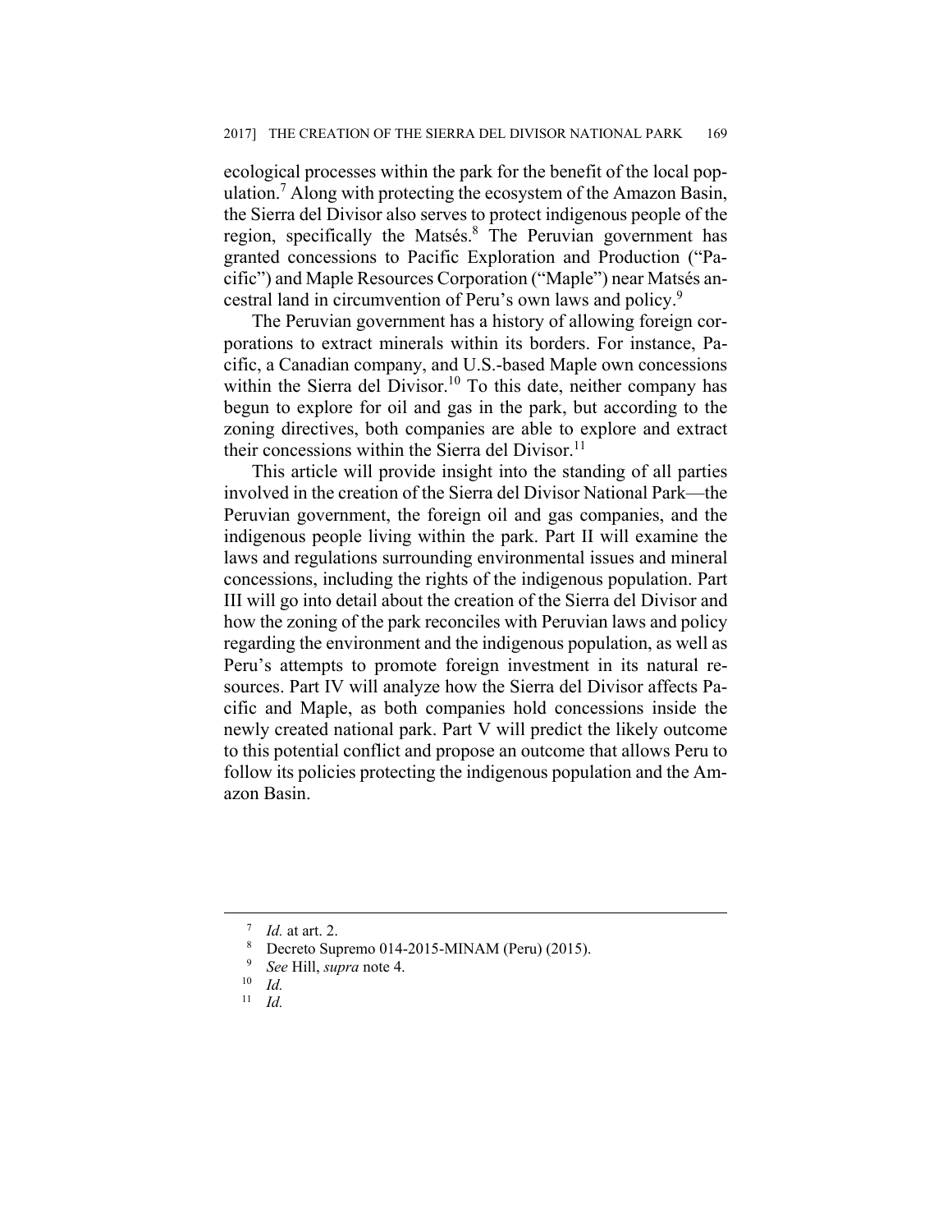ecological processes within the park for the benefit of the local population.[7] Along with protecting the ecosystem of the Amazon Basin, the Sierra del Divisor also serves to protect indigenous people of the region, specifically the Matsés.[8] The Peruvian government has granted concessions to Pacific Exploration and Production ("Pacific") and Maple Resources Corporation ("Maple") near Matsés ancestral land in circumvention of Peru's own laws and policy.[9]

The Peruvian government has a history of allowing foreign corporations to extract minerals within its borders. For instance, Pacific, a Canadian company, and U.S.-based Maple own concessions within the Sierra del Divisor.[10] To this date, neither company has begun to explore for oil and gas in the park, but according to the zoning directives, both companies are able to explore and extract their concessions within the Sierra del Divisor.[11]

This article will provide insight into the standing of all parties involved in the creation of the Sierra del Divisor National Park—the Peruvian government, the foreign oil and gas companies, and the indigenous people living within the park. Part II will examine the laws and regulations surrounding environmental issues and mineral concessions, including the rights of the indigenous population. Part III will go into detail about the creation of the Sierra del Divisor and how the zoning of the park reconciles with Peruvian laws and policy regarding the environment and the indigenous population, as well as Peru's attempts to promote foreign investment in its natural resources. Part IV will analyze how the Sierra del Divisor affects Pacific and Maple, as both companies hold concessions inside the newly created national park. Part V will predict the likely outcome to this potential conflict and propose an outcome that allows Peru to follow its policies protecting the indigenous population and the Amazon Basin.

---

[7] *Id.* at art. 2.

[8] Decreto Supremo 014-2015-MINAM (Peru) (2015).

[9] *See* Hill, *supra* note 4.

[10] *Id.*

[11] *Id.*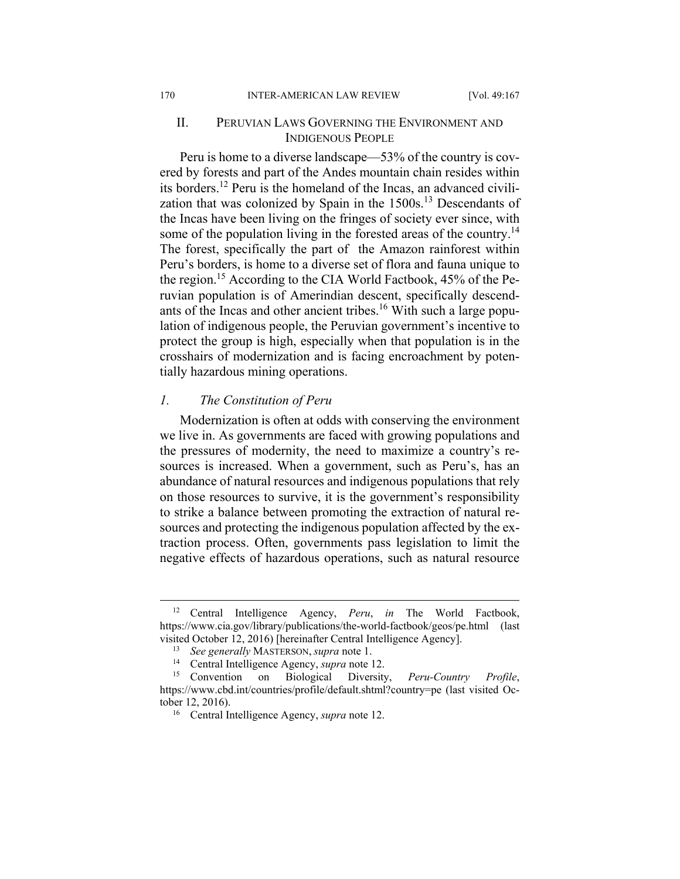## II. PERUVIAN LAWS GOVERNING THE ENVIRONMENT AND INDIGENOUS PEOPLE

Peru is home to a diverse landscape—53% of the country is covered by forests and part of the Andes mountain chain resides within its borders.[12] Peru is the homeland of the Incas, an advanced civilization that was colonized by Spain in the 1500s.[13] Descendants of the Incas have been living on the fringes of society ever since, with some of the population living in the forested areas of the country.[14] The forest, specifically the part of the Amazon rainforest within Peru's borders, is home to a diverse set of flora and fauna unique to the region.[15] According to the CIA World Factbook, 45% of the Peruvian population is of Amerindian descent, specifically descendants of the Incas and other ancient tribes.[16] With such a large population of indigenous people, the Peruvian government's incentive to protect the group is high, especially when that population is in the crosshairs of modernization and is facing encroachment by potentially hazardous mining operations.

### *1. The Constitution of Peru*

Modernization is often at odds with conserving the environment we live in. As governments are faced with growing populations and the pressures of modernity, the need to maximize a country's resources is increased. When a government, such as Peru's, has an abundance of natural resources and indigenous populations that rely on those resources to survive, it is the government's responsibility to strike a balance between promoting the extraction of natural resources and protecting the indigenous population affected by the extraction process. Often, governments pass legislation to limit the negative effects of hazardous operations, such as natural resource

---

[12] Central Intelligence Agency, *Peru*, *in* The World Factbook, https://www.cia.gov/library/publications/the-world-factbook/geos/pe.html (last visited October 12, 2016) [hereinafter Central Intelligence Agency].

[13] *See generally* MASTERSON, *supra* note 1.

[14] Central Intelligence Agency, *supra* note 12.

[15] Convention on Biological Diversity, *Peru-Country Profile*, https://www.cbd.int/countries/profile/default.shtml?country=pe (last visited October 12, 2016).

[16] Central Intelligence Agency, *supra* note 12.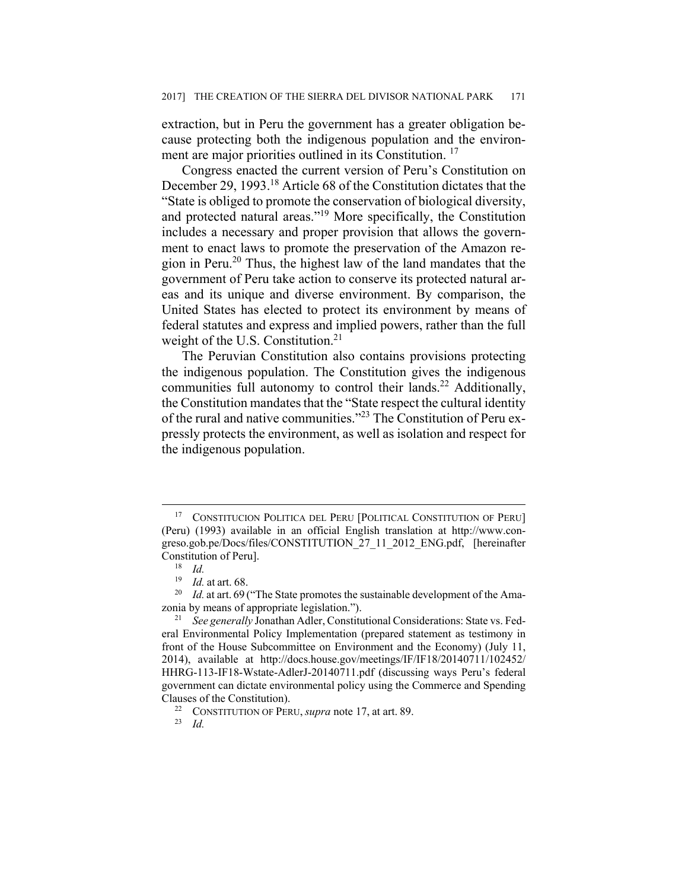extraction, but in Peru the government has a greater obligation because protecting both the indigenous population and the environment are major priorities outlined in its Constitution. [17]

Congress enacted the current version of Peru's Constitution on December 29, 1993.[18] Article 68 of the Constitution dictates that the "State is obliged to promote the conservation of biological diversity, and protected natural areas."[19] More specifically, the Constitution includes a necessary and proper provision that allows the government to enact laws to promote the preservation of the Amazon region in Peru.[20] Thus, the highest law of the land mandates that the government of Peru take action to conserve its protected natural areas and its unique and diverse environment. By comparison, the United States has elected to protect its environment by means of federal statutes and express and implied powers, rather than the full weight of the U.S. Constitution.[21]

The Peruvian Constitution also contains provisions protecting the indigenous population. The Constitution gives the indigenous communities full autonomy to control their lands.[22] Additionally, the Constitution mandates that the "State respect the cultural identity of the rural and native communities."[23] The Constitution of Peru expressly protects the environment, as well as isolation and respect for the indigenous population.

---

[17] CONSTITUCION POLITICA DEL PERU [POLITICAL CONSTITUTION OF PERU] (Peru) (1993) available in an official English translation at http://www.congreso.gob.pe/Docs/files/CONSTITUTION_27_11_2012_ENG.pdf, [hereinafter Constitution of Peru].

[18] *Id.*

[19] *Id.* at art. 68.

[20] *Id.* at art. 69 ("The State promotes the sustainable development of the Amazonia by means of appropriate legislation.").

[21] *See generally* Jonathan Adler, Constitutional Considerations: State vs. Federal Environmental Policy Implementation (prepared statement as testimony in front of the House Subcommittee on Environment and the Economy) (July 11, 2014), available at http://docs.house.gov/meetings/IF/IF18/20140711/102452/HHRG-113-IF18-Wstate-AdlerJ-20140711.pdf (discussing ways Peru's federal government can dictate environmental policy using the Commerce and Spending Clauses of the Constitution).

[22] CONSTITUTION OF PERU, *supra* note 17, at art. 89.

[23] *Id.*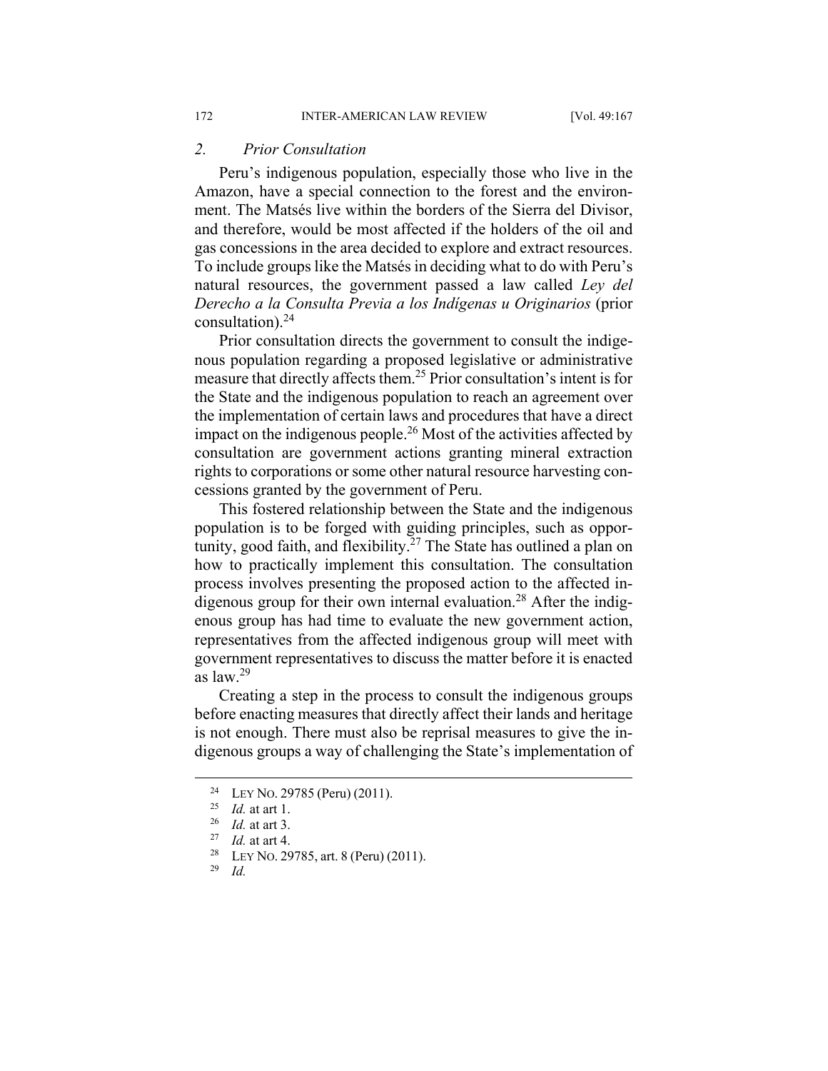### 2. *Prior Consultation*

Peru's indigenous population, especially those who live in the Amazon, have a special connection to the forest and the environment. The Matsés live within the borders of the Sierra del Divisor, and therefore, would be most affected if the holders of the oil and gas concessions in the area decided to explore and extract resources. To include groups like the Matsés in deciding what to do with Peru's natural resources, the government passed a law called *Ley del Derecho a la Consulta Previa a los Indígenas u Originarios* (prior consultation).[24]

Prior consultation directs the government to consult the indigenous population regarding a proposed legislative or administrative measure that directly affects them.[25] Prior consultation's intent is for the State and the indigenous population to reach an agreement over the implementation of certain laws and procedures that have a direct impact on the indigenous people.[26] Most of the activities affected by consultation are government actions granting mineral extraction rights to corporations or some other natural resource harvesting concessions granted by the government of Peru.

This fostered relationship between the State and the indigenous population is to be forged with guiding principles, such as opportunity, good faith, and flexibility.[27] The State has outlined a plan on how to practically implement this consultation. The consultation process involves presenting the proposed action to the affected indigenous group for their own internal evaluation.[28] After the indigenous group has had time to evaluate the new government action, representatives from the affected indigenous group will meet with government representatives to discuss the matter before it is enacted as law.[29]

Creating a step in the process to consult the indigenous groups before enacting measures that directly affect their lands and heritage is not enough. There must also be reprisal measures to give the indigenous groups a way of challenging the State's implementation of

---

[24] LEY NO. 29785 (Peru) (2011).

[25] *Id.* at art 1.

[26] *Id.* at art 3.

[27] *Id.* at art 4.

[28] LEY NO. 29785, art. 8 (Peru) (2011).

[29] *Id.*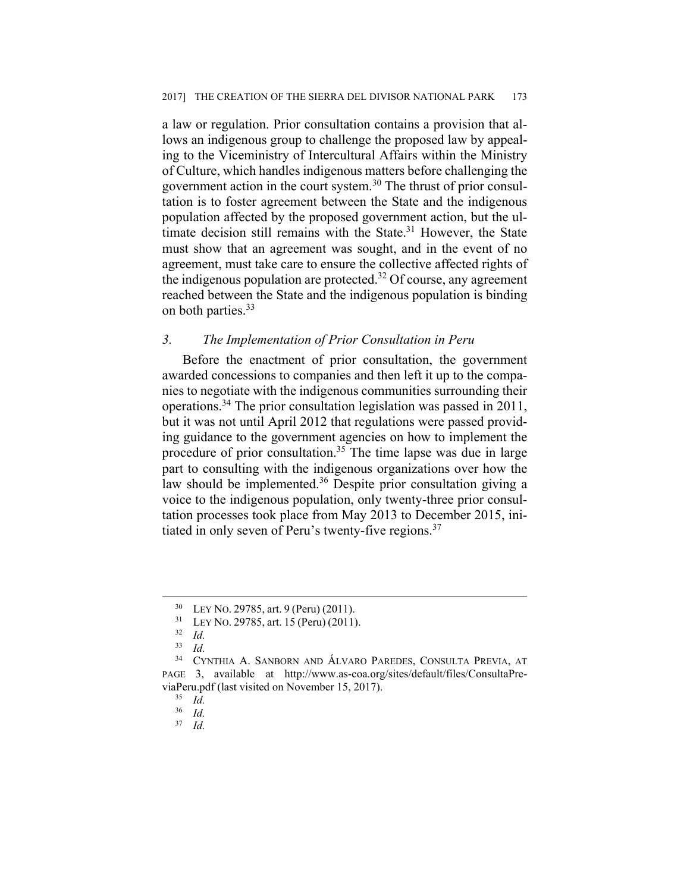a law or regulation. Prior consultation contains a provision that allows an indigenous group to challenge the proposed law by appealing to the Viceministry of Intercultural Affairs within the Ministry of Culture, which handles indigenous matters before challenging the government action in the court system.[30] The thrust of prior consultation is to foster agreement between the State and the indigenous population affected by the proposed government action, but the ultimate decision still remains with the State.[31] However, the State must show that an agreement was sought, and in the event of no agreement, must take care to ensure the collective affected rights of the indigenous population are protected.[32] Of course, any agreement reached between the State and the indigenous population is binding on both parties.[33]

### *3. The Implementation of Prior Consultation in Peru*

Before the enactment of prior consultation, the government awarded concessions to companies and then left it up to the companies to negotiate with the indigenous communities surrounding their operations.[34] The prior consultation legislation was passed in 2011, but it was not until April 2012 that regulations were passed providing guidance to the government agencies on how to implement the procedure of prior consultation.[35] The time lapse was due in large part to consulting with the indigenous organizations over how the law should be implemented.[36] Despite prior consultation giving a voice to the indigenous population, only twenty-three prior consultation processes took place from May 2013 to December 2015, initiated in only seven of Peru's twenty-five regions.[37]

---

[30] LEY NO. 29785, art. 9 (Peru) (2011).

[31] LEY NO. 29785, art. 15 (Peru) (2011).

[32] *Id.*

[33] *Id.*

[34] CYNTHIA A. SANBORN AND ÁLVARO PAREDES, CONSULTA PREVIA, AT PAGE 3, available at http://www.as-coa.org/sites/default/files/ConsultaPreviaPeru.pdf (last visited on November 15, 2017).

[35] *Id.*

[36] *Id.*

[37] *Id.*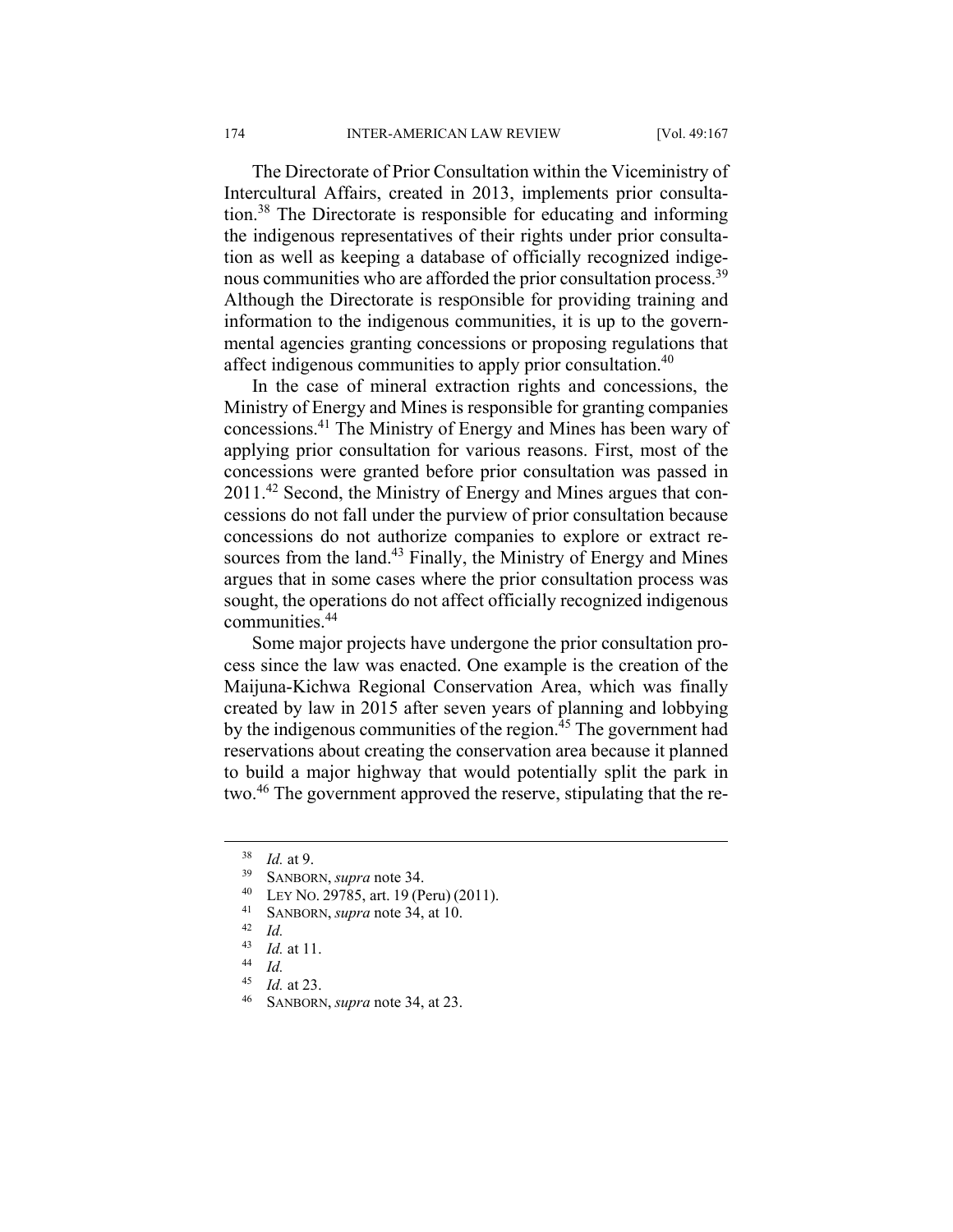The Directorate of Prior Consultation within the Viceministry of Intercultural Affairs, created in 2013, implements prior consultation.[38] The Directorate is responsible for educating and informing the indigenous representatives of their rights under prior consultation as well as keeping a database of officially recognized indigenous communities who are afforded the prior consultation process.[39] Although the Directorate is responsible for providing training and information to the indigenous communities, it is up to the governmental agencies granting concessions or proposing regulations that affect indigenous communities to apply prior consultation.[40]

In the case of mineral extraction rights and concessions, the Ministry of Energy and Mines is responsible for granting companies concessions.[41] The Ministry of Energy and Mines has been wary of applying prior consultation for various reasons. First, most of the concessions were granted before prior consultation was passed in 2011.[42] Second, the Ministry of Energy and Mines argues that concessions do not fall under the purview of prior consultation because concessions do not authorize companies to explore or extract resources from the land.[43] Finally, the Ministry of Energy and Mines argues that in some cases where the prior consultation process was sought, the operations do not affect officially recognized indigenous communities.[44]

Some major projects have undergone the prior consultation process since the law was enacted. One example is the creation of the Maijuna-Kichwa Regional Conservation Area, which was finally created by law in 2015 after seven years of planning and lobbying by the indigenous communities of the region.[45] The government had reservations about creating the conservation area because it planned to build a major highway that would potentially split the park in two.[46] The government approved the reserve, stipulating that the re-

---

[38] *Id.* at 9.

[39] SANBORN, *supra* note 34.

[40] LEY NO. 29785, art. 19 (Peru) (2011).

[41] SANBORN, *supra* note 34, at 10.

[42] *Id.*

[43] *Id.* at 11.

[44] *Id.*

[45] *Id.* at 23.

[46] SANBORN, *supra* note 34, at 23.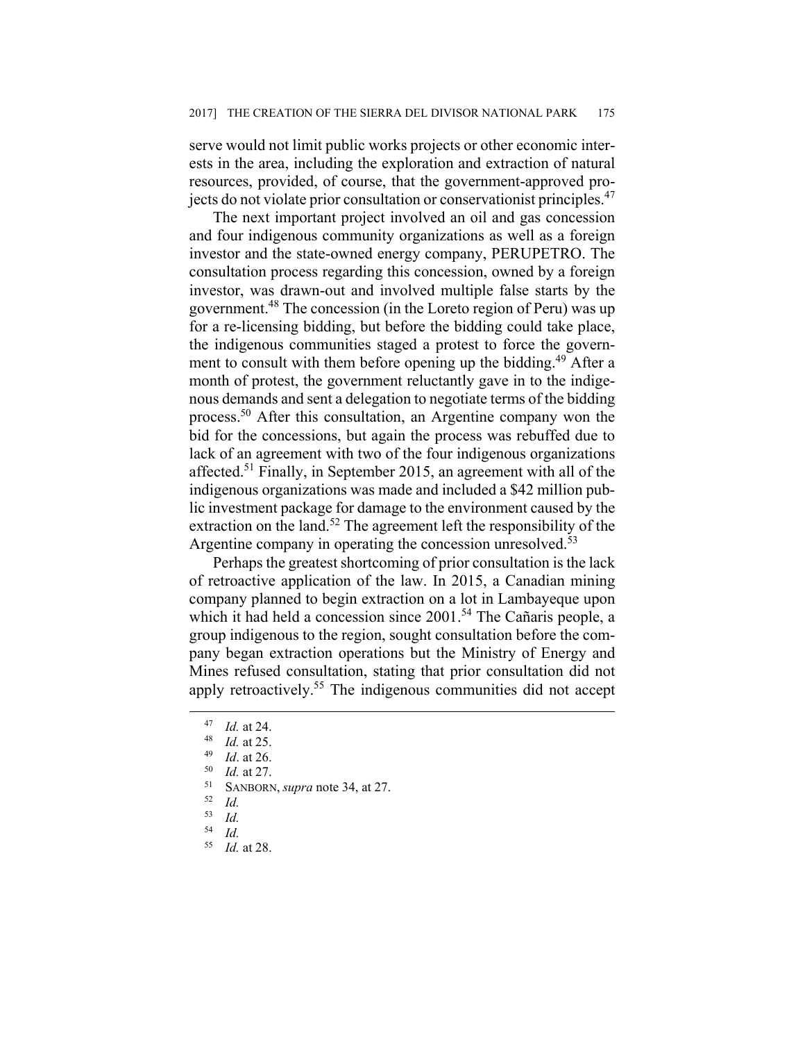serve would not limit public works projects or other economic interests in the area, including the exploration and extraction of natural resources, provided, of course, that the government-approved projects do not violate prior consultation or conservationist principles.[47]

The next important project involved an oil and gas concession and four indigenous community organizations as well as a foreign investor and the state-owned energy company, PERUPETRO. The consultation process regarding this concession, owned by a foreign investor, was drawn-out and involved multiple false starts by the government.[48] The concession (in the Loreto region of Peru) was up for a re-licensing bidding, but before the bidding could take place, the indigenous communities staged a protest to force the government to consult with them before opening up the bidding.[49] After a month of protest, the government reluctantly gave in to the indigenous demands and sent a delegation to negotiate terms of the bidding process.[50] After this consultation, an Argentine company won the bid for the concessions, but again the process was rebuffed due to lack of an agreement with two of the four indigenous organizations affected.[51] Finally, in September 2015, an agreement with all of the indigenous organizations was made and included a $42 million public investment package for damage to the environment caused by the extraction on the land.[52] The agreement left the responsibility of the Argentine company in operating the concession unresolved.[53]

Perhaps the greatest shortcoming of prior consultation is the lack of retroactive application of the law. In 2015, a Canadian mining company planned to begin extraction on a lot in Lambayeque upon which it had held a concession since 2001.[54] The Cañaris people, a group indigenous to the region, sought consultation before the company began extraction operations but the Ministry of Energy and Mines refused consultation, stating that prior consultation did not apply retroactively.[55] The indigenous communities did not accept

---

[47] *Id.* at 24.

[48] *Id.* at 25.

[49] *Id*. at 26.

[50] *Id.* at 27.

[51] SANBORN, *supra* note 34, at 27.

[52] *Id.*

[53] *Id.*

[54] *Id.*

[55] *Id.* at 28.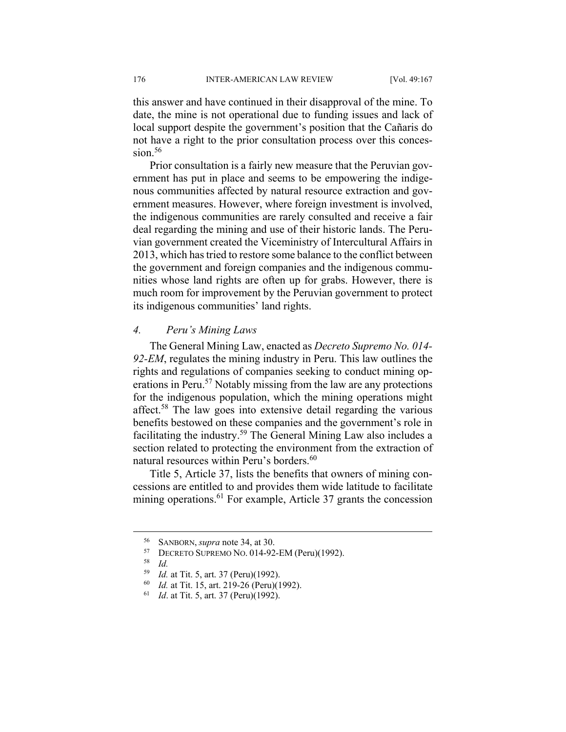this answer and have continued in their disapproval of the mine. To date, the mine is not operational due to funding issues and lack of local support despite the government's position that the Cañaris do not have a right to the prior consultation process over this concession.[56]

Prior consultation is a fairly new measure that the Peruvian government has put in place and seems to be empowering the indigenous communities affected by natural resource extraction and government measures. However, where foreign investment is involved, the indigenous communities are rarely consulted and receive a fair deal regarding the mining and use of their historic lands. The Peruvian government created the Viceministry of Intercultural Affairs in 2013, which has tried to restore some balance to the conflict between the government and foreign companies and the indigenous communities whose land rights are often up for grabs. However, there is much room for improvement by the Peruvian government to protect its indigenous communities' land rights.

### *4. Peru's Mining Laws*

The General Mining Law, enacted as *Decreto Supremo No. 014-92-EM*, regulates the mining industry in Peru. This law outlines the rights and regulations of companies seeking to conduct mining operations in Peru.[57] Notably missing from the law are any protections for the indigenous population, which the mining operations might affect.[58] The law goes into extensive detail regarding the various benefits bestowed on these companies and the government's role in facilitating the industry.[59] The General Mining Law also includes a section related to protecting the environment from the extraction of natural resources within Peru's borders.[60]

Title 5, Article 37, lists the benefits that owners of mining concessions are entitled to and provides them wide latitude to facilitate mining operations.[61] For example, Article 37 grants the concession

---

[56] SANBORN, *supra* note 34, at 30.

[57] DECRETO SUPREMO NO. 014-92-EM (Peru)(1992).

[58] *Id.*

[59] *Id.* at Tit. 5, art. 37 (Peru)(1992).

[60] *Id.* at Tit. 15, art. 219-26 (Peru)(1992).

[61] *Id*. at Tit. 5, art. 37 (Peru)(1992).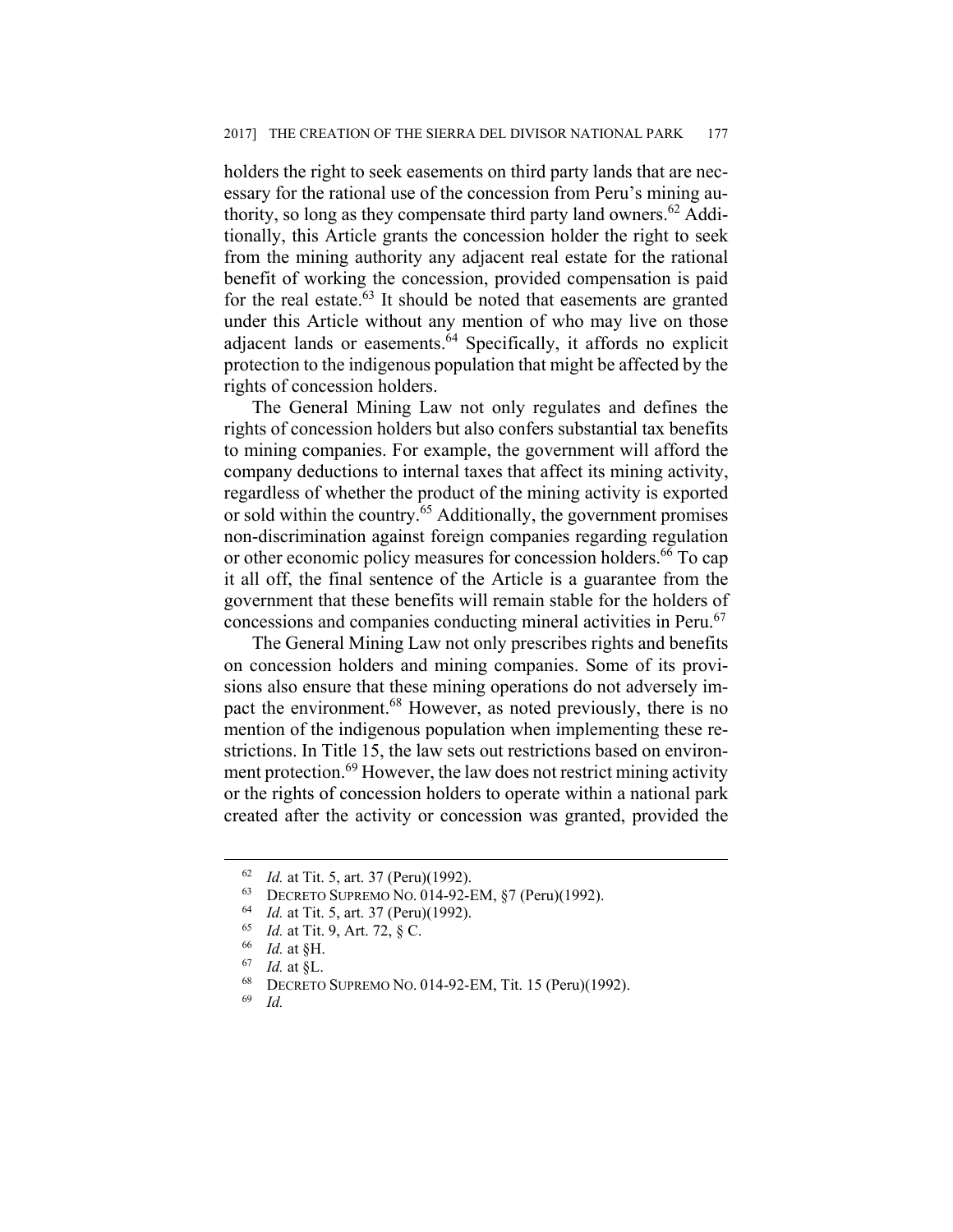holders the right to seek easements on third party lands that are necessary for the rational use of the concession from Peru's mining authority, so long as they compensate third party land owners.[62] Additionally, this Article grants the concession holder the right to seek from the mining authority any adjacent real estate for the rational benefit of working the concession, provided compensation is paid for the real estate.[63] It should be noted that easements are granted under this Article without any mention of who may live on those adjacent lands or easements.[64] Specifically, it affords no explicit protection to the indigenous population that might be affected by the rights of concession holders.

The General Mining Law not only regulates and defines the rights of concession holders but also confers substantial tax benefits to mining companies. For example, the government will afford the company deductions to internal taxes that affect its mining activity, regardless of whether the product of the mining activity is exported or sold within the country.[65] Additionally, the government promises non-discrimination against foreign companies regarding regulation or other economic policy measures for concession holders.[66] To cap it all off, the final sentence of the Article is a guarantee from the government that these benefits will remain stable for the holders of concessions and companies conducting mineral activities in Peru.[67]

The General Mining Law not only prescribes rights and benefits on concession holders and mining companies. Some of its provisions also ensure that these mining operations do not adversely impact the environment.[68] However, as noted previously, there is no mention of the indigenous population when implementing these restrictions. In Title 15, the law sets out restrictions based on environment protection.[69] However, the law does not restrict mining activity or the rights of concession holders to operate within a national park created after the activity or concession was granted, provided the

---

[62] *Id.* at Tit. 5, art. 37 (Peru)(1992).

[63] DECRETO SUPREMO NO. 014-92-EM, §7 (Peru)(1992).

[64] *Id.* at Tit. 5, art. 37 (Peru)(1992).

[65] *Id.* at Tit. 9, Art. 72, § C.

[66] *Id.* at §H.

[67] *Id.* at §L.

[68] DECRETO SUPREMO NO. 014-92-EM, Tit. 15 (Peru)(1992).

[69] *Id.*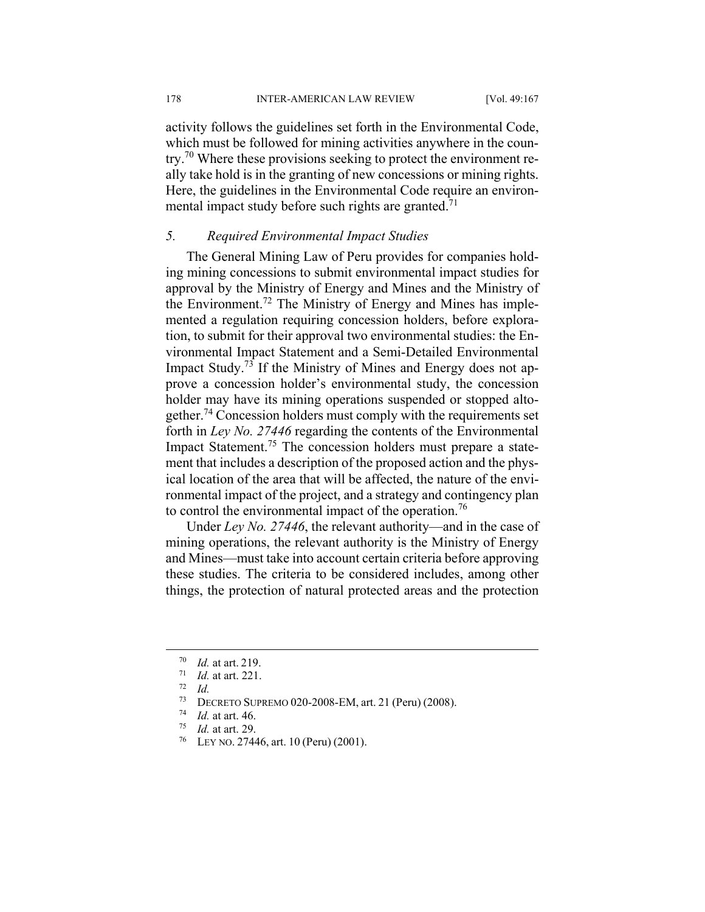activity follows the guidelines set forth in the Environmental Code, which must be followed for mining activities anywhere in the country.[70] Where these provisions seeking to protect the environment really take hold is in the granting of new concessions or mining rights. Here, the guidelines in the Environmental Code require an environmental impact study before such rights are granted.[71]

### *5. Required Environmental Impact Studies*

The General Mining Law of Peru provides for companies holding mining concessions to submit environmental impact studies for approval by the Ministry of Energy and Mines and the Ministry of the Environment.[72] The Ministry of Energy and Mines has implemented a regulation requiring concession holders, before exploration, to submit for their approval two environmental studies: the Environmental Impact Statement and a Semi-Detailed Environmental Impact Study.[73] If the Ministry of Mines and Energy does not approve a concession holder's environmental study, the concession holder may have its mining operations suspended or stopped altogether.[74] Concession holders must comply with the requirements set forth in *Ley No. 27446* regarding the contents of the Environmental Impact Statement.[75] The concession holders must prepare a statement that includes a description of the proposed action and the physical location of the area that will be affected, the nature of the environmental impact of the project, and a strategy and contingency plan to control the environmental impact of the operation.[76]

Under *Ley No. 27446*, the relevant authority—and in the case of mining operations, the relevant authority is the Ministry of Energy and Mines—must take into account certain criteria before approving these studies. The criteria to be considered includes, among other things, the protection of natural protected areas and the protection

---

[70] *Id.* at art. 219.

[71] *Id.* at art. 221.

[72] *Id.*

[73] DECRETO SUPREMO 020-2008-EM, art. 21 (Peru) (2008).

[74] *Id.* at art. 46.

[75] *Id.* at art. 29.

[76] LEY NO. 27446, art. 10 (Peru) (2001).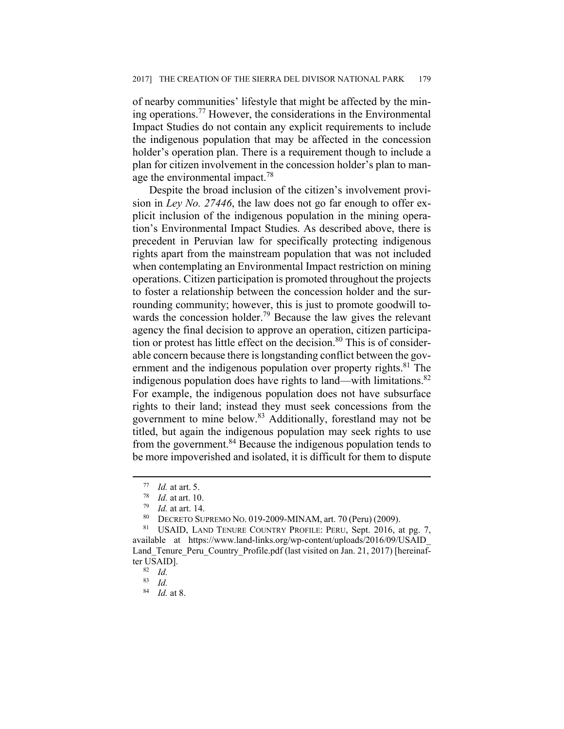of nearby communities' lifestyle that might be affected by the mining operations.[77] However, the considerations in the Environmental Impact Studies do not contain any explicit requirements to include the indigenous population that may be affected in the concession holder's operation plan. There is a requirement though to include a plan for citizen involvement in the concession holder's plan to manage the environmental impact.[78]

Despite the broad inclusion of the citizen's involvement provision in *Ley No. 27446*, the law does not go far enough to offer explicit inclusion of the indigenous population in the mining operation's Environmental Impact Studies. As described above, there is precedent in Peruvian law for specifically protecting indigenous rights apart from the mainstream population that was not included when contemplating an Environmental Impact restriction on mining operations. Citizen participation is promoted throughout the projects to foster a relationship between the concession holder and the surrounding community; however, this is just to promote goodwill towards the concession holder.[79] Because the law gives the relevant agency the final decision to approve an operation, citizen participation or protest has little effect on the decision.[80] This is of considerable concern because there is longstanding conflict between the government and the indigenous population over property rights.[81] The indigenous population does have rights to land—with limitations.[82] For example, the indigenous population does not have subsurface rights to their land; instead they must seek concessions from the government to mine below.[83] Additionally, forestland may not be titled, but again the indigenous population may seek rights to use from the government.[84] Because the indigenous population tends to be more impoverished and isolated, it is difficult for them to dispute

---

[77] *Id.* at art. 5.

[78] *Id.* at art. 10.

[79] *Id.* at art. 14.

[80] DECRETO SUPREMO NO. 019-2009-MINAM, art. 70 (Peru) (2009).

[81] USAID, LAND TENURE COUNTRY PROFILE: PERU, Sept. 2016, at pg. 7, available at https://www.land-links.org/wp-content/uploads/2016/09/USAID_Land_Tenure_Peru_Country_Profile.pdf (last visited on Jan. 21, 2017) [hereinafter USAID].

[82] *Id.*

[83] *Id.*

[84] *Id.* at 8.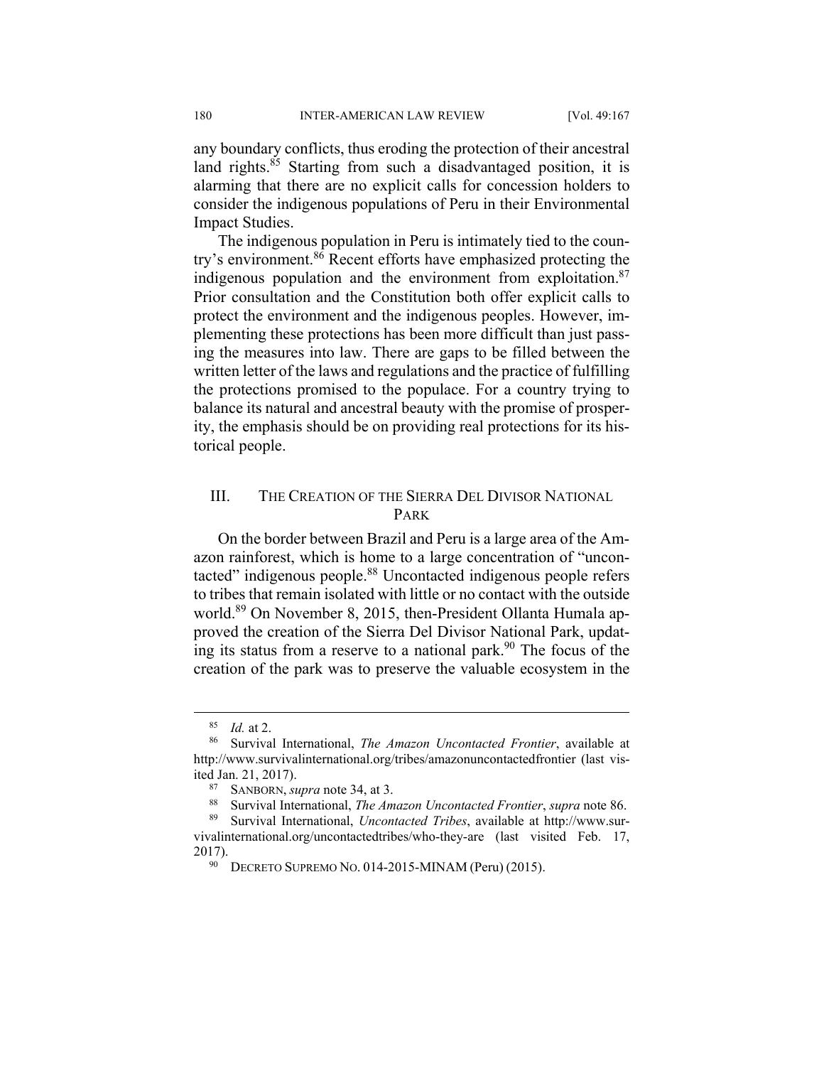any boundary conflicts, thus eroding the protection of their ancestral land rights.[85] Starting from such a disadvantaged position, it is alarming that there are no explicit calls for concession holders to consider the indigenous populations of Peru in their Environmental Impact Studies.

The indigenous population in Peru is intimately tied to the country's environment.[86] Recent efforts have emphasized protecting the indigenous population and the environment from exploitation.[87] Prior consultation and the Constitution both offer explicit calls to protect the environment and the indigenous peoples. However, implementing these protections has been more difficult than just passing the measures into law. There are gaps to be filled between the written letter of the laws and regulations and the practice of fulfilling the protections promised to the populace. For a country trying to balance its natural and ancestral beauty with the promise of prosperity, the emphasis should be on providing real protections for its historical people.

## III. THE CREATION OF THE SIERRA DEL DIVISOR NATIONAL PARK

On the border between Brazil and Peru is a large area of the Amazon rainforest, which is home to a large concentration of "uncontacted" indigenous people.[88] Uncontacted indigenous people refers to tribes that remain isolated with little or no contact with the outside world.[89] On November 8, 2015, then-President Ollanta Humala approved the creation of the Sierra Del Divisor National Park, updating its status from a reserve to a national park.[90] The focus of the creation of the park was to preserve the valuable ecosystem in the

---

[85] *Id.* at 2.

[86] Survival International, *The Amazon Uncontacted Frontier*, available at http://www.survivalinternational.org/tribes/amazonuncontactedfrontier (last visited Jan. 21, 2017).

[87] SANBORN, *supra* note 34, at 3.

[88] Survival International, *The Amazon Uncontacted Frontier*, *supra* note 86.

[89] Survival International, *Uncontacted Tribes*, available at http://www.survivalinternational.org/uncontactedtribes/who-they-are (last visited Feb. 17, 2017).

[90] DECRETO SUPREMO NO. 014-2015-MINAM (Peru) (2015).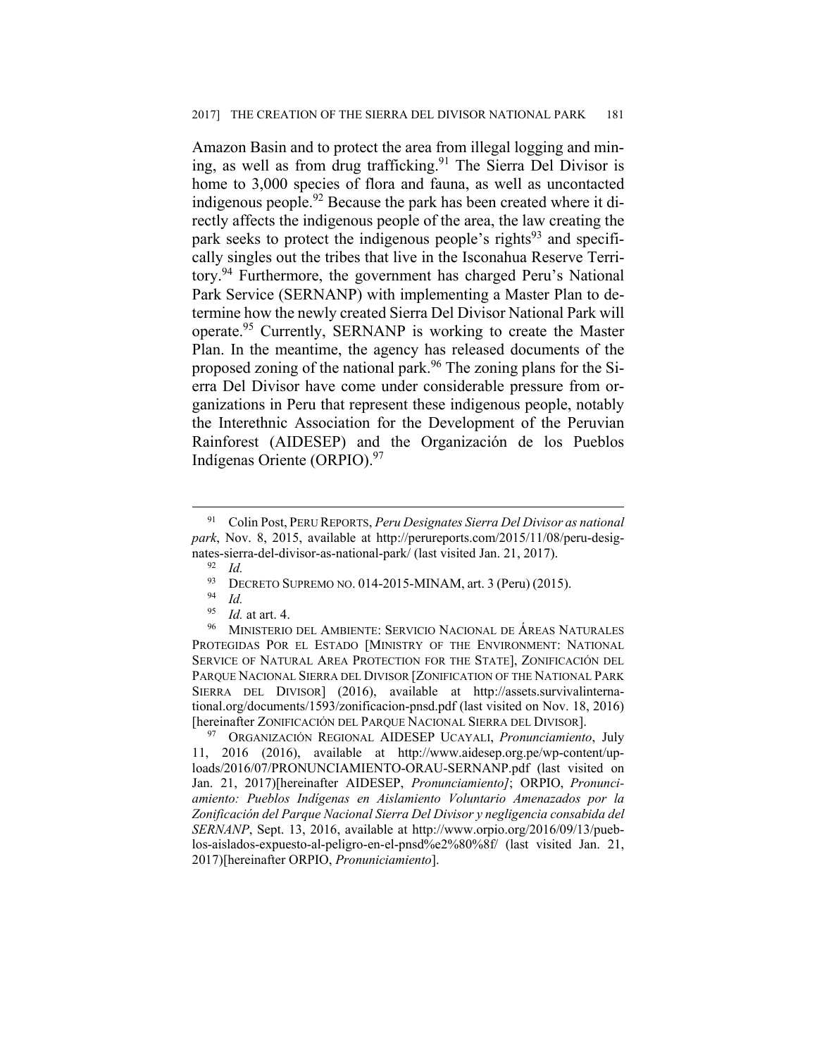Amazon Basin and to protect the area from illegal logging and mining, as well as from drug trafficking.[91] The Sierra Del Divisor is home to 3,000 species of flora and fauna, as well as uncontacted indigenous people.[92] Because the park has been created where it directly affects the indigenous people of the area, the law creating the park seeks to protect the indigenous people's rights[93] and specifically singles out the tribes that live in the Isconahua Reserve Territory.[94] Furthermore, the government has charged Peru's National Park Service (SERNANP) with implementing a Master Plan to determine how the newly created Sierra Del Divisor National Park will operate.[95] Currently, SERNANP is working to create the Master Plan. In the meantime, the agency has released documents of the proposed zoning of the national park.[96] The zoning plans for the Sierra Del Divisor have come under considerable pressure from organizations in Peru that represent these indigenous people, notably the Interethnic Association for the Development of the Peruvian Rainforest (AIDESEP) and the Organización de los Pueblos Indígenas Oriente (ORPIO).[97]

---

[91] Colin Post, PERU REPORTS, *Peru Designates Sierra Del Divisor as national park*, Nov. 8, 2015, available at http://perureports.com/2015/11/08/peru-designates-sierra-del-divisor-as-national-park/ (last visited Jan. 21, 2017).

[92] *Id.*

[93] DECRETO SUPREMO NO. 014-2015-MINAM, art. 3 (Peru) (2015).

[94] *Id.*

[95] *Id.* at art. 4.

[96] MINISTERIO DEL AMBIENTE: SERVICIO NACIONAL DE ÁREAS NATURALES PROTEGIDAS POR EL ESTADO [MINISTRY OF THE ENVIRONMENT: NATIONAL SERVICE OF NATURAL AREA PROTECTION FOR THE STATE], ZONIFICACIÓN DEL PARQUE NACIONAL SIERRA DEL DIVISOR [ZONIFICATION OF THE NATIONAL PARK SIERRA DEL DIVISOR] (2016), available at http://assets.survivalinternational.org/documents/1593/zonificacion-pnsd.pdf (last visited on Nov. 18, 2016) [hereinafter ZONIFICACIÓN DEL PARQUE NACIONAL SIERRA DEL DIVISOR].

[97] ORGANIZACIÓN REGIONAL AIDESEP UCAYALI, *Pronunciamiento*, July 11, 2016 (2016), available at http://www.aidesep.org.pe/wp-content/uploads/2016/07/PRONUNCIAMIENTO-ORAU-SERNANP.pdf (last visited on Jan. 21, 2017)[hereinafter AIDESEP, *Pronunciamiento]*; ORPIO, *Pronunciamiento: Pueblos Indígenas en Aislamiento Voluntario Amenazados por la Zonificación del Parque Nacional Sierra Del Divisor y negligencia consabida del SERNANP*, Sept. 13, 2016, available at http://www.orpio.org/2016/09/13/pueblos-aislados-expuesto-al-peligro-en-el-pnsd%e2%80%8f/ (last visited Jan. 21, 2017)[hereinafter ORPIO, *Pronuniciamiento*].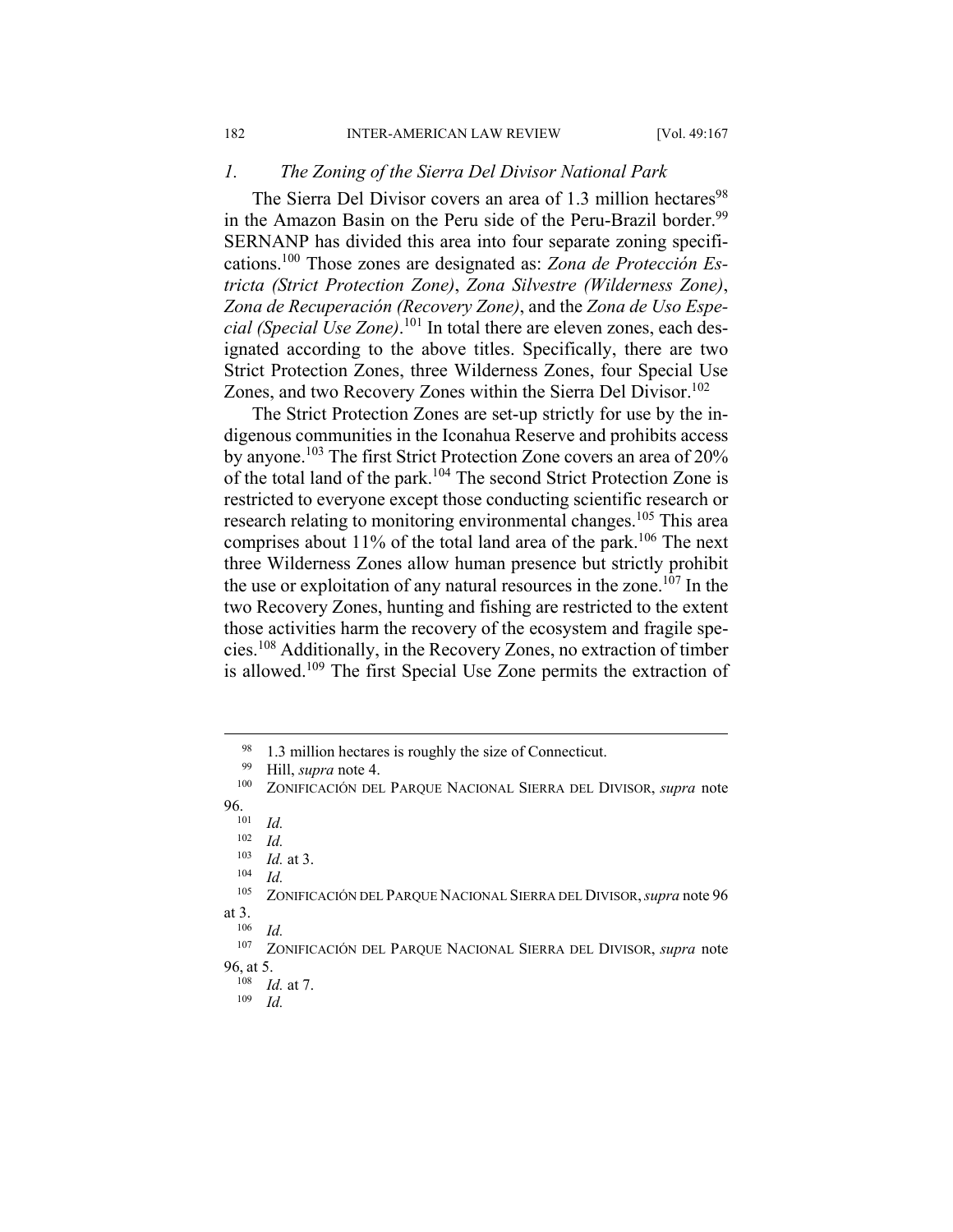### 1. *The Zoning of the Sierra Del Divisor National Park*

The Sierra Del Divisor covers an area of 1.3 million hectares[98] in the Amazon Basin on the Peru side of the Peru-Brazil border.[99] SERNANP has divided this area into four separate zoning specifications.[100] Those zones are designated as: *Zona de Protección Estricta (Strict Protection Zone)*, *Zona Silvestre (Wilderness Zone)*, *Zona de Recuperación (Recovery Zone)*, and the *Zona de Uso Especial (Special Use Zone)*.[101] In total there are eleven zones, each designated according to the above titles. Specifically, there are two Strict Protection Zones, three Wilderness Zones, four Special Use Zones, and two Recovery Zones within the Sierra Del Divisor.[102]

The Strict Protection Zones are set-up strictly for use by the indigenous communities in the Iconahua Reserve and prohibits access by anyone.[103] The first Strict Protection Zone covers an area of 20% of the total land of the park.[104] The second Strict Protection Zone is restricted to everyone except those conducting scientific research or research relating to monitoring environmental changes.[105] This area comprises about 11% of the total land area of the park.[106] The next three Wilderness Zones allow human presence but strictly prohibit the use or exploitation of any natural resources in the zone.[107] In the two Recovery Zones, hunting and fishing are restricted to the extent those activities harm the recovery of the ecosystem and fragile species.[108] Additionally, in the Recovery Zones, no extraction of timber is allowed.[109] The first Special Use Zone permits the extraction of

---

[98] 1.3 million hectares is roughly the size of Connecticut.

[99] Hill, *supra* note 4.

[100] ZONIFICACIÓN DEL PARQUE NACIONAL SIERRA DEL DIVISOR, *supra* note 96.

[101] *Id.*

[102] *Id.*

[103] *Id.* at 3.

[104] *Id.*

[105] ZONIFICACIÓN DEL PARQUE NACIONAL SIERRA DEL DIVISOR, *supra* note 96 at 3.

[106] *Id.*

[107] ZONIFICACIÓN DEL PARQUE NACIONAL SIERRA DEL DIVISOR, *supra* note 96, at 5.

[108] *Id.* at 7.

[109] *Id.*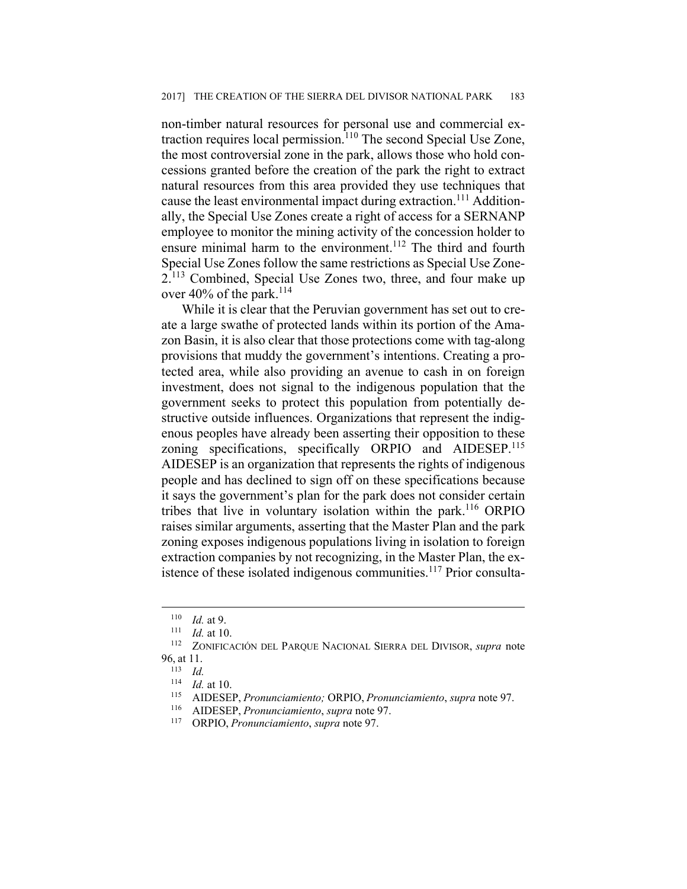non-timber natural resources for personal use and commercial extraction requires local permission.[110] The second Special Use Zone, the most controversial zone in the park, allows those who hold concessions granted before the creation of the park the right to extract natural resources from this area provided they use techniques that cause the least environmental impact during extraction.[111] Additionally, the Special Use Zones create a right of access for a SERNANP employee to monitor the mining activity of the concession holder to ensure minimal harm to the environment.[112] The third and fourth Special Use Zones follow the same restrictions as Special Use Zone-2.[113] Combined, Special Use Zones two, three, and four make up over 40% of the park.[114]

While it is clear that the Peruvian government has set out to create a large swathe of protected lands within its portion of the Amazon Basin, it is also clear that those protections come with tag-along provisions that muddy the government's intentions. Creating a protected area, while also providing an avenue to cash in on foreign investment, does not signal to the indigenous population that the government seeks to protect this population from potentially destructive outside influences. Organizations that represent the indigenous peoples have already been asserting their opposition to these zoning specifications, specifically ORPIO and AIDESEP.[115] AIDESEP is an organization that represents the rights of indigenous people and has declined to sign off on these specifications because it says the government's plan for the park does not consider certain tribes that live in voluntary isolation within the park.[116] ORPIO raises similar arguments, asserting that the Master Plan and the park zoning exposes indigenous populations living in isolation to foreign extraction companies by not recognizing, in the Master Plan, the existence of these isolated indigenous communities.[117] Prior consulta-

---

[110] *Id.* at 9.

[111] *Id.* at 10.

[112] ZONIFICACIÓN DEL PARQUE NACIONAL SIERRA DEL DIVISOR, *supra* note 96, at 11.

[113] *Id.*

[114] *Id.* at 10.

[115] AIDESEP, *Pronunciamiento;* ORPIO, *Pronunciamiento*, *supra* note 97.

[116] AIDESEP, *Pronunciamiento*, *supra* note 97.

[117] ORPIO, *Pronunciamiento*, *supra* note 97.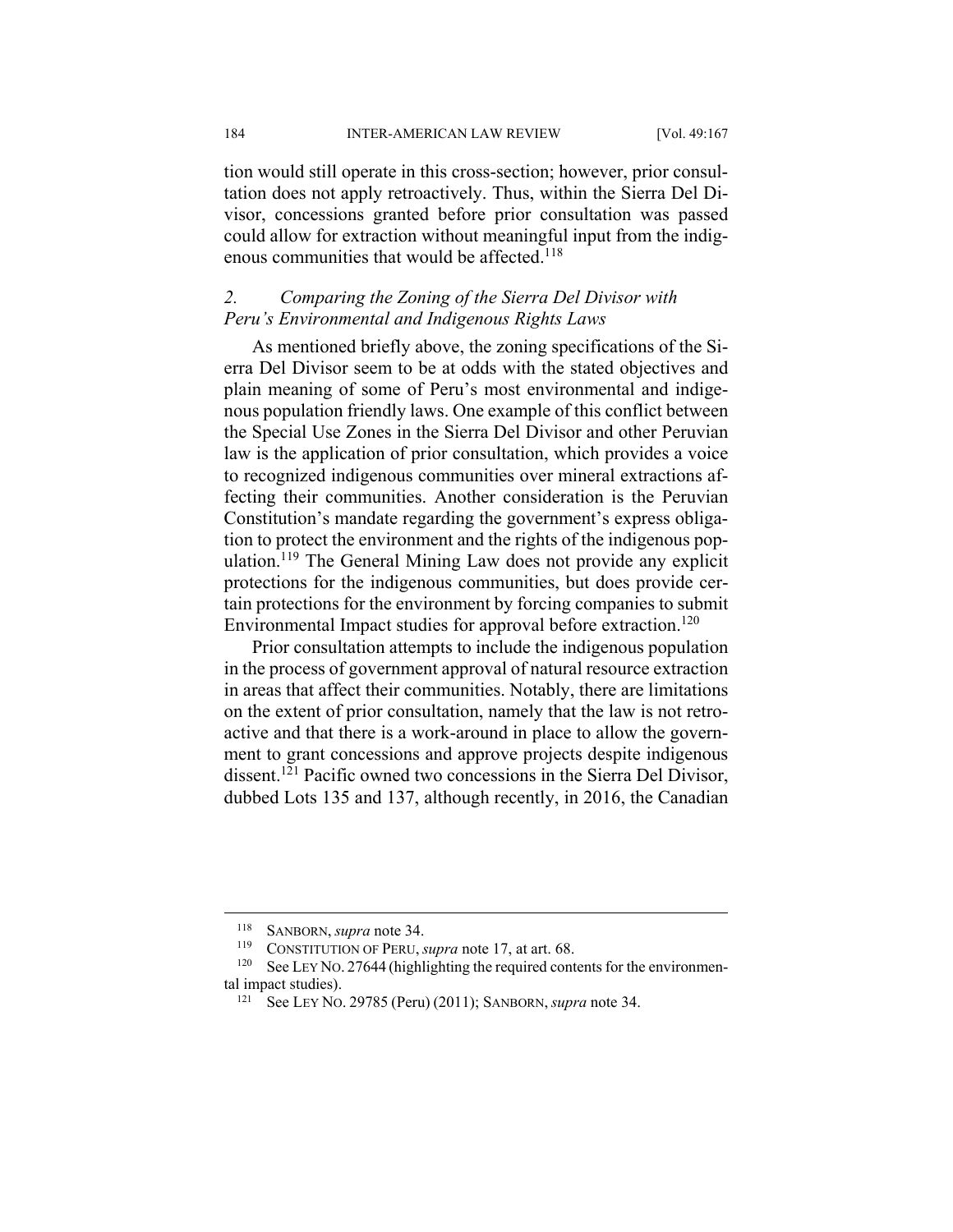tion would still operate in this cross-section; however, prior consultation does not apply retroactively. Thus, within the Sierra Del Divisor, concessions granted before prior consultation was passed could allow for extraction without meaningful input from the indigenous communities that would be affected.[118]

### *2. Comparing the Zoning of the Sierra Del Divisor with Peru's Environmental and Indigenous Rights Laws*

As mentioned briefly above, the zoning specifications of the Sierra Del Divisor seem to be at odds with the stated objectives and plain meaning of some of Peru's most environmental and indigenous population friendly laws. One example of this conflict between the Special Use Zones in the Sierra Del Divisor and other Peruvian law is the application of prior consultation, which provides a voice to recognized indigenous communities over mineral extractions affecting their communities. Another consideration is the Peruvian Constitution's mandate regarding the government's express obligation to protect the environment and the rights of the indigenous population.[119] The General Mining Law does not provide any explicit protections for the indigenous communities, but does provide certain protections for the environment by forcing companies to submit Environmental Impact studies for approval before extraction.[120]

Prior consultation attempts to include the indigenous population in the process of government approval of natural resource extraction in areas that affect their communities. Notably, there are limitations on the extent of prior consultation, namely that the law is not retroactive and that there is a work-around in place to allow the government to grant concessions and approve projects despite indigenous dissent.[121] Pacific owned two concessions in the Sierra Del Divisor, dubbed Lots 135 and 137, although recently, in 2016, the Canadian

---

[118] SANBORN, *supra* note 34.

[119] CONSTITUTION OF PERU, *supra* note 17, at art. 68.

[120] See LEY NO. 27644 (highlighting the required contents for the environmental impact studies).

[121] See LEY NO. 29785 (Peru) (2011); SANBORN, *supra* note 34.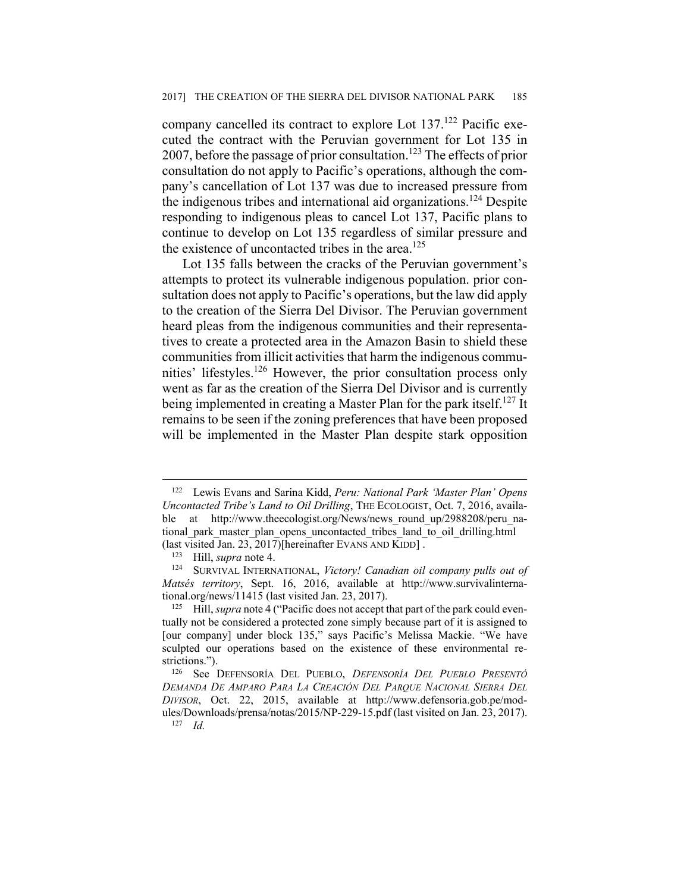company cancelled its contract to explore Lot 137.[122] Pacific executed the contract with the Peruvian government for Lot 135 in 2007, before the passage of prior consultation.[123] The effects of prior consultation do not apply to Pacific's operations, although the company's cancellation of Lot 137 was due to increased pressure from the indigenous tribes and international aid organizations.[124] Despite responding to indigenous pleas to cancel Lot 137, Pacific plans to continue to develop on Lot 135 regardless of similar pressure and the existence of uncontacted tribes in the area.[125]

Lot 135 falls between the cracks of the Peruvian government's attempts to protect its vulnerable indigenous population. prior consultation does not apply to Pacific's operations, but the law did apply to the creation of the Sierra Del Divisor. The Peruvian government heard pleas from the indigenous communities and their representatives to create a protected area in the Amazon Basin to shield these communities from illicit activities that harm the indigenous communities' lifestyles.[126] However, the prior consultation process only went as far as the creation of the Sierra Del Divisor and is currently being implemented in creating a Master Plan for the park itself.[127] It remains to be seen if the zoning preferences that have been proposed will be implemented in the Master Plan despite stark opposition

---

[122] Lewis Evans and Sarina Kidd, *Peru: National Park 'Master Plan' Opens Uncontacted Tribe's Land to Oil Drilling*, THE ECOLOGIST, Oct. 7, 2016, available at http://www.theecologist.org/News/news_round_up/2988208/peru_national_park_master_plan_opens_uncontacted_tribes_land_to_oil_drilling.html (last visited Jan. 23, 2017)[hereinafter EVANS AND KIDD] .

[123] Hill, *supra* note 4.

[124] SURVIVAL INTERNATIONAL, *Victory! Canadian oil company pulls out of Matsés territory*, Sept. 16, 2016, available at http://www.survivalinternational.org/news/11415 (last visited Jan. 23, 2017).

[125] Hill, *supra* note 4 ("Pacific does not accept that part of the park could eventually not be considered a protected zone simply because part of it is assigned to [our company] under block 135," says Pacific's Melissa Mackie. "We have sculpted our operations based on the existence of these environmental restrictions.").

[126] See DEFENSORÍA DEL PUEBLO, *DEFENSORÍA DEL PUEBLO PRESENTÓ DEMANDA DE AMPARO PARA LA CREACIÓN DEL PARQUE NACIONAL SIERRA DEL DIVISOR*, Oct. 22, 2015, available at http://www.defensoria.gob.pe/modules/Downloads/prensa/notas/2015/NP-229-15.pdf (last visited on Jan. 23, 2017).

[127] *Id.*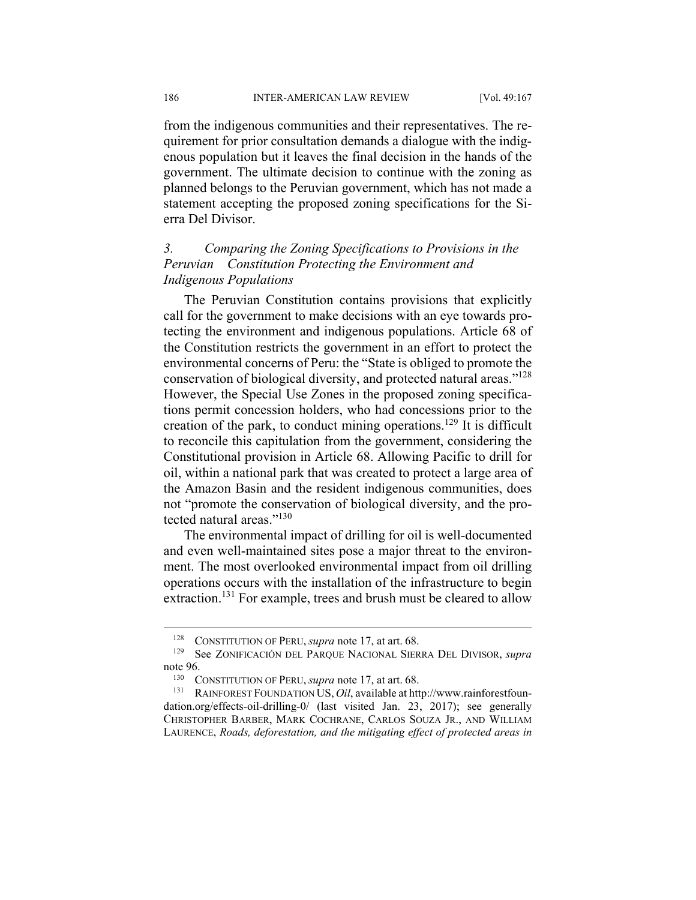from the indigenous communities and their representatives. The requirement for prior consultation demands a dialogue with the indigenous population but it leaves the final decision in the hands of the government. The ultimate decision to continue with the zoning as planned belongs to the Peruvian government, which has not made a statement accepting the proposed zoning specifications for the Sierra Del Divisor.

### *3. Comparing the Zoning Specifications to Provisions in the Peruvian Constitution Protecting the Environment and Indigenous Populations*

The Peruvian Constitution contains provisions that explicitly call for the government to make decisions with an eye towards protecting the environment and indigenous populations. Article 68 of the Constitution restricts the government in an effort to protect the environmental concerns of Peru: the "State is obliged to promote the conservation of biological diversity, and protected natural areas."[128] However, the Special Use Zones in the proposed zoning specifications permit concession holders, who had concessions prior to the creation of the park, to conduct mining operations.[129] It is difficult to reconcile this capitulation from the government, considering the Constitutional provision in Article 68. Allowing Pacific to drill for oil, within a national park that was created to protect a large area of the Amazon Basin and the resident indigenous communities, does not "promote the conservation of biological diversity, and the protected natural areas."[130]

The environmental impact of drilling for oil is well-documented and even well-maintained sites pose a major threat to the environment. The most overlooked environmental impact from oil drilling operations occurs with the installation of the infrastructure to begin extraction.[131] For example, trees and brush must be cleared to allow

---

[128] CONSTITUTION OF PERU, *supra* note 17, at art. 68.

[129] See ZONIFICACIÓN DEL PARQUE NACIONAL SIERRA DEL DIVISOR, *supra* note 96.

[130] CONSTITUTION OF PERU, *supra* note 17, at art. 68.

[131] RAINFOREST FOUNDATION US, *Oil*, available at http://www.rainforestfoundation.org/effects-oil-drilling-0/ (last visited Jan. 23, 2017); see generally CHRISTOPHER BARBER, MARK COCHRANE, CARLOS SOUZA JR., AND WILLIAM LAURENCE, *Roads, deforestation, and the mitigating effect of protected areas in*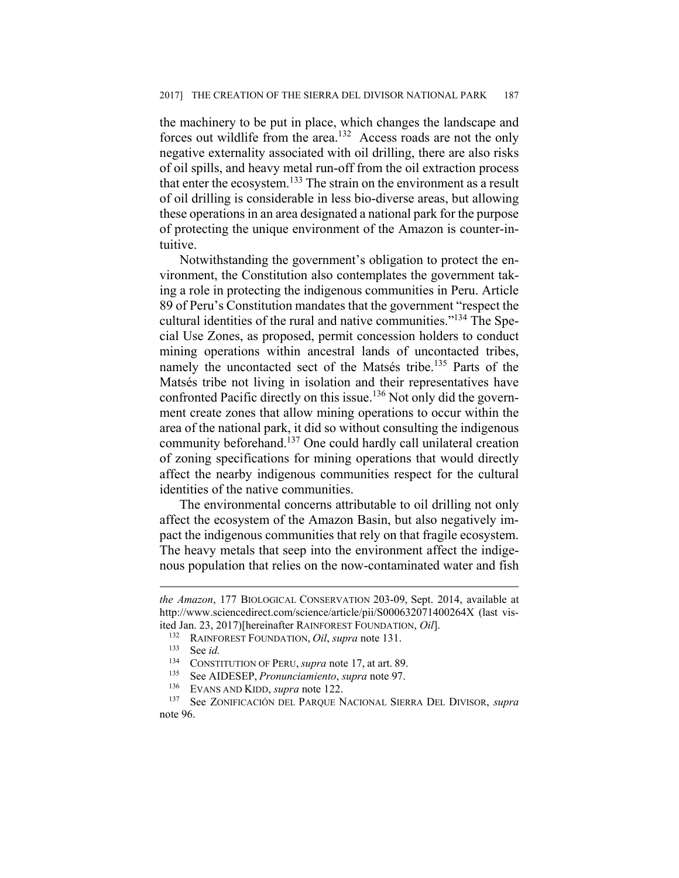the machinery to be put in place, which changes the landscape and forces out wildlife from the area.[132] Access roads are not the only negative externality associated with oil drilling, there are also risks of oil spills, and heavy metal run-off from the oil extraction process that enter the ecosystem.[133] The strain on the environment as a result of oil drilling is considerable in less bio-diverse areas, but allowing these operations in an area designated a national park for the purpose of protecting the unique environment of the Amazon is counter-intuitive.

Notwithstanding the government's obligation to protect the environment, the Constitution also contemplates the government taking a role in protecting the indigenous communities in Peru. Article 89 of Peru's Constitution mandates that the government "respect the cultural identities of the rural and native communities."[134] The Special Use Zones, as proposed, permit concession holders to conduct mining operations within ancestral lands of uncontacted tribes, namely the uncontacted sect of the Matsés tribe.[135] Parts of the Matsés tribe not living in isolation and their representatives have confronted Pacific directly on this issue.[136] Not only did the government create zones that allow mining operations to occur within the area of the national park, it did so without consulting the indigenous community beforehand.[137] One could hardly call unilateral creation of zoning specifications for mining operations that would directly affect the nearby indigenous communities respect for the cultural identities of the native communities.

The environmental concerns attributable to oil drilling not only affect the ecosystem of the Amazon Basin, but also negatively impact the indigenous communities that rely on that fragile ecosystem. The heavy metals that seep into the environment affect the indigenous population that relies on the now-contaminated water and fish

---

*the Amazon*, 177 BIOLOGICAL CONSERVATION 203-09, Sept. 2014, available at http://www.sciencedirect.com/science/article/pii/S000632071400264X (last visited Jan. 23, 2017)[hereinafter RAINFOREST FOUNDATION, *Oil*].

[132] RAINFOREST FOUNDATION, *Oil*, *supra* note 131.

[133] See *id.*

[134] CONSTITUTION OF PERU, *supra* note 17, at art. 89.

[135] See AIDESEP, *Pronunciamiento*, *supra* note 97.

[136] EVANS AND KIDD, *supra* note 122.

[137] See ZONIFICACIÓN DEL PARQUE NACIONAL SIERRA DEL DIVISOR, *supra* note 96.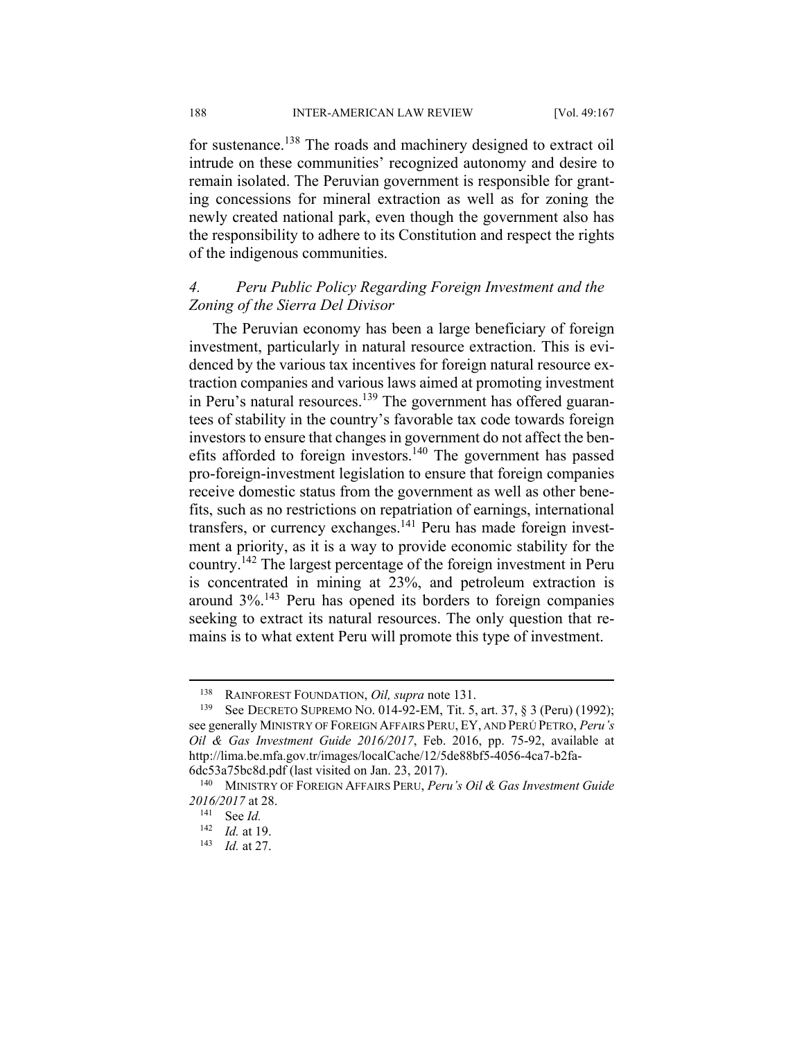for sustenance.[138] The roads and machinery designed to extract oil intrude on these communities' recognized autonomy and desire to remain isolated. The Peruvian government is responsible for granting concessions for mineral extraction as well as for zoning the newly created national park, even though the government also has the responsibility to adhere to its Constitution and respect the rights of the indigenous communities.

### *4. Peru Public Policy Regarding Foreign Investment and the Zoning of the Sierra Del Divisor*

The Peruvian economy has been a large beneficiary of foreign investment, particularly in natural resource extraction. This is evidenced by the various tax incentives for foreign natural resource extraction companies and various laws aimed at promoting investment in Peru's natural resources.[139] The government has offered guarantees of stability in the country's favorable tax code towards foreign investors to ensure that changes in government do not affect the benefits afforded to foreign investors.[140] The government has passed pro-foreign-investment legislation to ensure that foreign companies receive domestic status from the government as well as other benefits, such as no restrictions on repatriation of earnings, international transfers, or currency exchanges.[141] Peru has made foreign investment a priority, as it is a way to provide economic stability for the country.[142] The largest percentage of the foreign investment in Peru is concentrated in mining at 23%, and petroleum extraction is around 3%.[143] Peru has opened its borders to foreign companies seeking to extract its natural resources. The only question that remains is to what extent Peru will promote this type of investment.

---

[138] RAINFOREST FOUNDATION, *Oil, supra* note 131.

[139] See DECRETO SUPREMO NO. 014-92-EM, Tit. 5, art. 37, § 3 (Peru) (1992); see generally MINISTRY OF FOREIGN AFFAIRS PERU, EY, AND PERÚ PETRO, *Peru's Oil & Gas Investment Guide 2016/2017*, Feb. 2016, pp. 75-92, available at http://lima.be.mfa.gov.tr/images/localCache/12/5de88bf5-4056-4ca7-b2fa-6dc53a75bc8d.pdf (last visited on Jan. 23, 2017).

[140] MINISTRY OF FOREIGN AFFAIRS PERU, *Peru's Oil & Gas Investment Guide 2016/2017* at 28.

[141] See *Id.*

[142] *Id.* at 19.

[143] *Id.* at 27.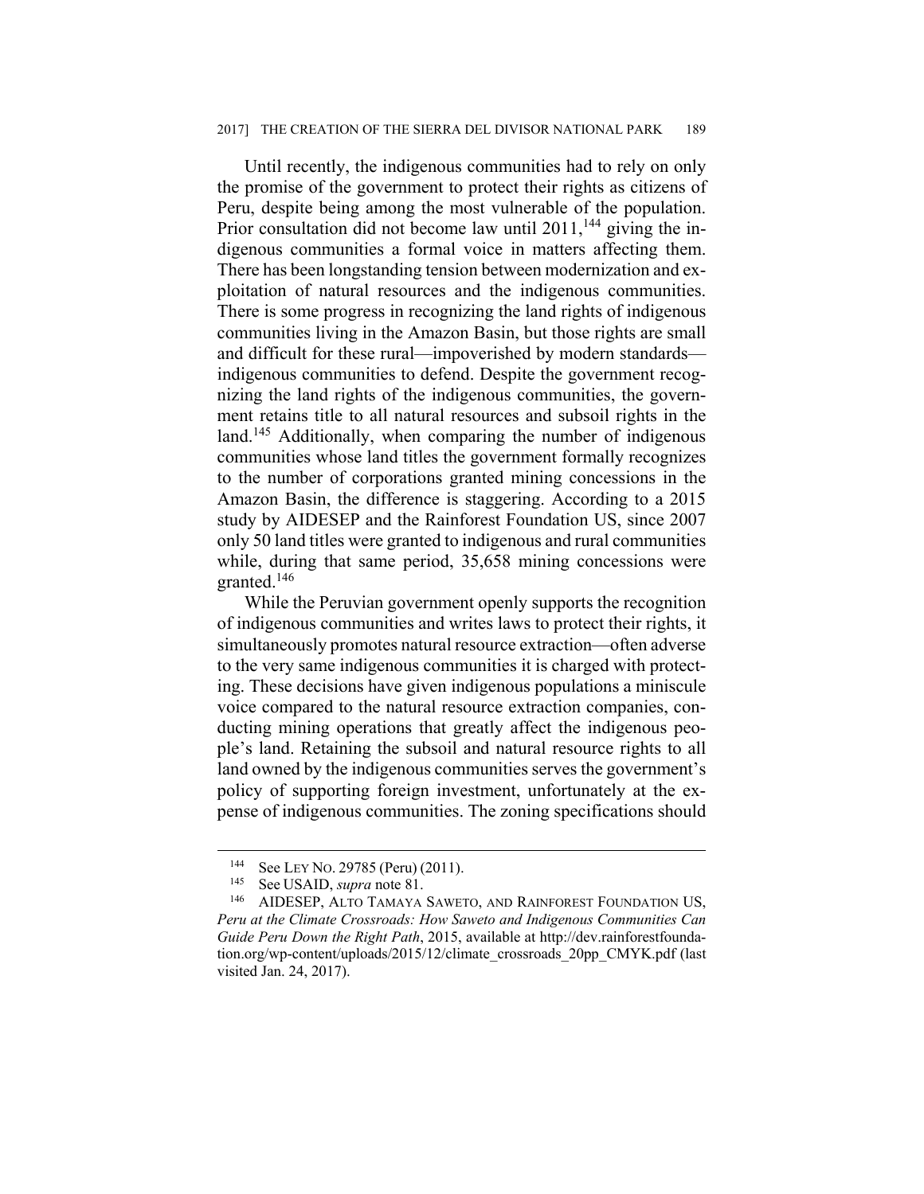Until recently, the indigenous communities had to rely on only the promise of the government to protect their rights as citizens of Peru, despite being among the most vulnerable of the population. Prior consultation did not become law until 2011,[144] giving the indigenous communities a formal voice in matters affecting them. There has been longstanding tension between modernization and exploitation of natural resources and the indigenous communities. There is some progress in recognizing the land rights of indigenous communities living in the Amazon Basin, but those rights are small and difficult for these rural—impoverished by modern standards—indigenous communities to defend. Despite the government recognizing the land rights of the indigenous communities, the government retains title to all natural resources and subsoil rights in the land.[145] Additionally, when comparing the number of indigenous communities whose land titles the government formally recognizes to the number of corporations granted mining concessions in the Amazon Basin, the difference is staggering. According to a 2015 study by AIDESEP and the Rainforest Foundation US, since 2007 only 50 land titles were granted to indigenous and rural communities while, during that same period, 35,658 mining concessions were granted.[146]

While the Peruvian government openly supports the recognition of indigenous communities and writes laws to protect their rights, it simultaneously promotes natural resource extraction—often adverse to the very same indigenous communities it is charged with protecting. These decisions have given indigenous populations a miniscule voice compared to the natural resource extraction companies, conducting mining operations that greatly affect the indigenous people's land. Retaining the subsoil and natural resource rights to all land owned by the indigenous communities serves the government's policy of supporting foreign investment, unfortunately at the expense of indigenous communities. The zoning specifications should

---

[144] See LEY NO. 29785 (Peru) (2011).

[145] See USAID, *supra* note 81.

[146] AIDESEP, ALTO TAMAYA SAWETO, AND RAINFOREST FOUNDATION US, *Peru at the Climate Crossroads: How Saweto and Indigenous Communities Can Guide Peru Down the Right Path*, 2015, available at http://dev.rainforestfoundation.org/wp-content/uploads/2015/12/climate_crossroads_20pp_CMYK.pdf (last visited Jan. 24, 2017).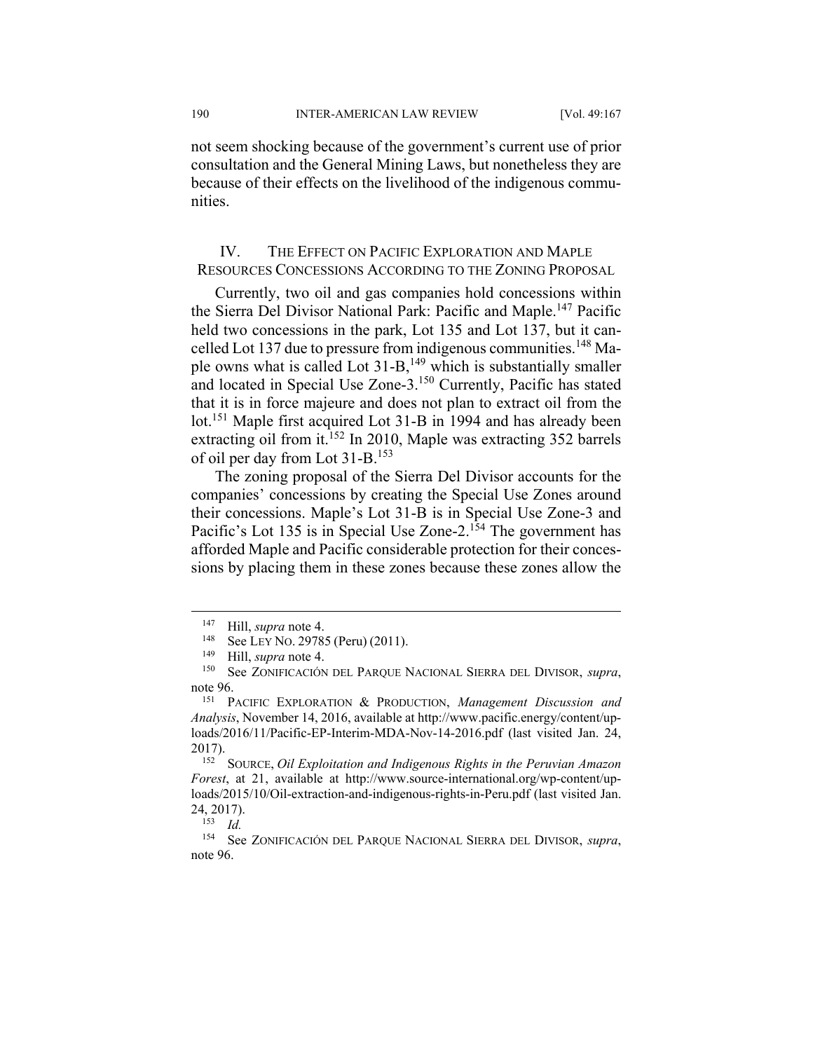not seem shocking because of the government's current use of prior consultation and the General Mining Laws, but nonetheless they are because of their effects on the livelihood of the indigenous communities.

## IV. THE EFFECT ON PACIFIC EXPLORATION AND MAPLE RESOURCES CONCESSIONS ACCORDING TO THE ZONING PROPOSAL

Currently, two oil and gas companies hold concessions within the Sierra Del Divisor National Park: Pacific and Maple.[147] Pacific held two concessions in the park, Lot 135 and Lot 137, but it cancelled Lot 137 due to pressure from indigenous communities.[148] Maple owns what is called Lot 31-B,[149] which is substantially smaller and located in Special Use Zone-3.[150] Currently, Pacific has stated that it is in force majeure and does not plan to extract oil from the lot.[151] Maple first acquired Lot 31-B in 1994 and has already been extracting oil from it.[152] In 2010, Maple was extracting 352 barrels of oil per day from Lot 31-B.[153]

The zoning proposal of the Sierra Del Divisor accounts for the companies' concessions by creating the Special Use Zones around their concessions. Maple's Lot 31-B is in Special Use Zone-3 and Pacific's Lot 135 is in Special Use Zone-2.[154] The government has afforded Maple and Pacific considerable protection for their concessions by placing them in these zones because these zones allow the

---

[147] Hill, *supra* note 4.

[148] See LEY NO. 29785 (Peru) (2011).

[149] Hill, *supra* note 4.

[150] See ZONIFICACIÓN DEL PARQUE NACIONAL SIERRA DEL DIVISOR, *supra*, note 96.

[151] PACIFIC EXPLORATION & PRODUCTION, *Management Discussion and Analysis*, November 14, 2016, available at http://www.pacific.energy/content/uploads/2016/11/Pacific-EP-Interim-MDA-Nov-14-2016.pdf (last visited Jan. 24, 2017).

[152] SOURCE, *Oil Exploitation and Indigenous Rights in the Peruvian Amazon Forest*, at 21, available at http://www.source-international.org/wp-content/uploads/2015/10/Oil-extraction-and-indigenous-rights-in-Peru.pdf (last visited Jan. 24, 2017).

[153] *Id.*

[154] See ZONIFICACIÓN DEL PARQUE NACIONAL SIERRA DEL DIVISOR, *supra*, note 96.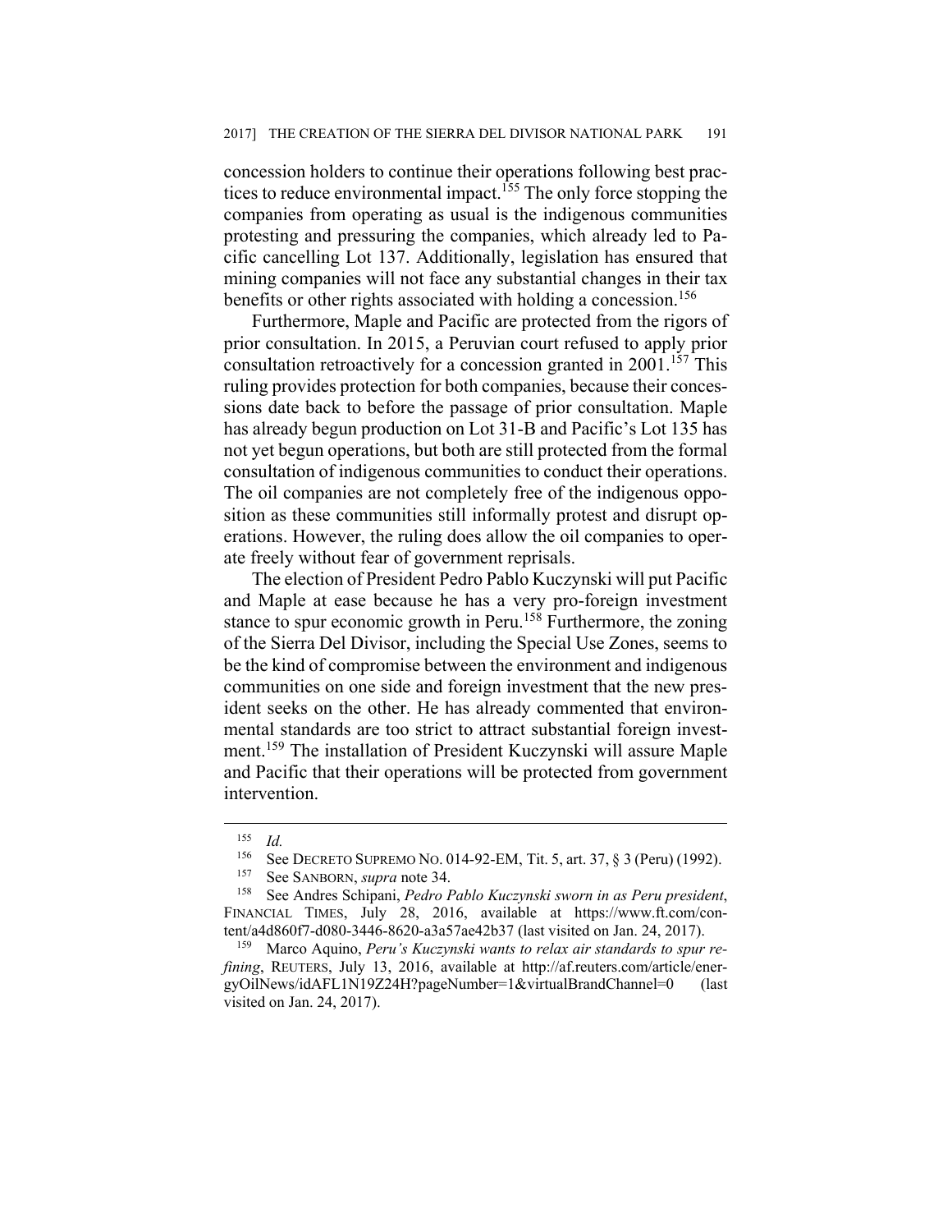concession holders to continue their operations following best practices to reduce environmental impact.[155] The only force stopping the companies from operating as usual is the indigenous communities protesting and pressuring the companies, which already led to Pacific cancelling Lot 137. Additionally, legislation has ensured that mining companies will not face any substantial changes in their tax benefits or other rights associated with holding a concession.[156]

Furthermore, Maple and Pacific are protected from the rigors of prior consultation. In 2015, a Peruvian court refused to apply prior consultation retroactively for a concession granted in 2001.[157] This ruling provides protection for both companies, because their concessions date back to before the passage of prior consultation. Maple has already begun production on Lot 31-B and Pacific's Lot 135 has not yet begun operations, but both are still protected from the formal consultation of indigenous communities to conduct their operations. The oil companies are not completely free of the indigenous opposition as these communities still informally protest and disrupt operations. However, the ruling does allow the oil companies to operate freely without fear of government reprisals.

The election of President Pedro Pablo Kuczynski will put Pacific and Maple at ease because he has a very pro-foreign investment stance to spur economic growth in Peru.[158] Furthermore, the zoning of the Sierra Del Divisor, including the Special Use Zones, seems to be the kind of compromise between the environment and indigenous communities on one side and foreign investment that the new president seeks on the other. He has already commented that environmental standards are too strict to attract substantial foreign investment.[159] The installation of President Kuczynski will assure Maple and Pacific that their operations will be protected from government intervention.

---

[155] *Id.*

[156] See DECRETO SUPREMO NO. 014-92-EM, Tit. 5, art. 37, § 3 (Peru) (1992).

[157] See SANBORN, *supra* note 34.

[158] See Andres Schipani, *Pedro Pablo Kuczynski sworn in as Peru president*, FINANCIAL TIMES, July 28, 2016, available at https://www.ft.com/content/a4d860f7-d080-3446-8620-a3a57ae42b37 (last visited on Jan. 24, 2017).

[159] Marco Aquino, *Peru's Kuczynski wants to relax air standards to spur refining*, REUTERS, July 13, 2016, available at http://af.reuters.com/article/energyOilNews/idAFL1N19Z24H?pageNumber=1&virtualBrandChannel=0 (last visited on Jan. 24, 2017).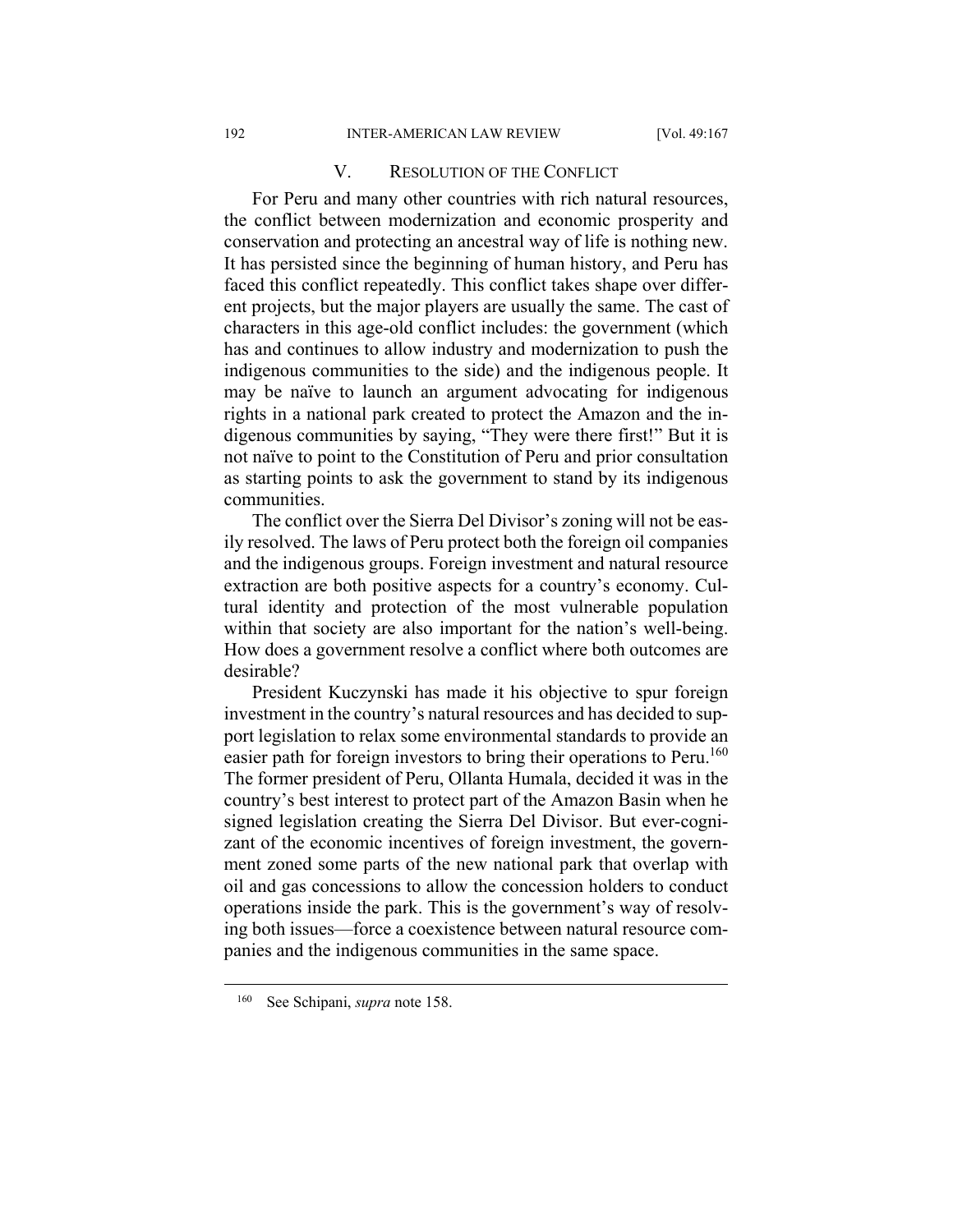## V. RESOLUTION OF THE CONFLICT

For Peru and many other countries with rich natural resources, the conflict between modernization and economic prosperity and conservation and protecting an ancestral way of life is nothing new. It has persisted since the beginning of human history, and Peru has faced this conflict repeatedly. This conflict takes shape over different projects, but the major players are usually the same. The cast of characters in this age-old conflict includes: the government (which has and continues to allow industry and modernization to push the indigenous communities to the side) and the indigenous people. It may be naïve to launch an argument advocating for indigenous rights in a national park created to protect the Amazon and the indigenous communities by saying, "They were there first!" But it is not naïve to point to the Constitution of Peru and prior consultation as starting points to ask the government to stand by its indigenous communities.

The conflict over the Sierra Del Divisor's zoning will not be easily resolved. The laws of Peru protect both the foreign oil companies and the indigenous groups. Foreign investment and natural resource extraction are both positive aspects for a country's economy. Cultural identity and protection of the most vulnerable population within that society are also important for the nation's well-being. How does a government resolve a conflict where both outcomes are desirable?

President Kuczynski has made it his objective to spur foreign investment in the country's natural resources and has decided to support legislation to relax some environmental standards to provide an easier path for foreign investors to bring their operations to Peru.[160] The former president of Peru, Ollanta Humala, decided it was in the country's best interest to protect part of the Amazon Basin when he signed legislation creating the Sierra Del Divisor. But ever-cognizant of the economic incentives of foreign investment, the government zoned some parts of the new national park that overlap with oil and gas concessions to allow the concession holders to conduct operations inside the park. This is the government's way of resolving both issues—force a coexistence between natural resource companies and the indigenous communities in the same space.

---

[160] See Schipani, *supra* note 158.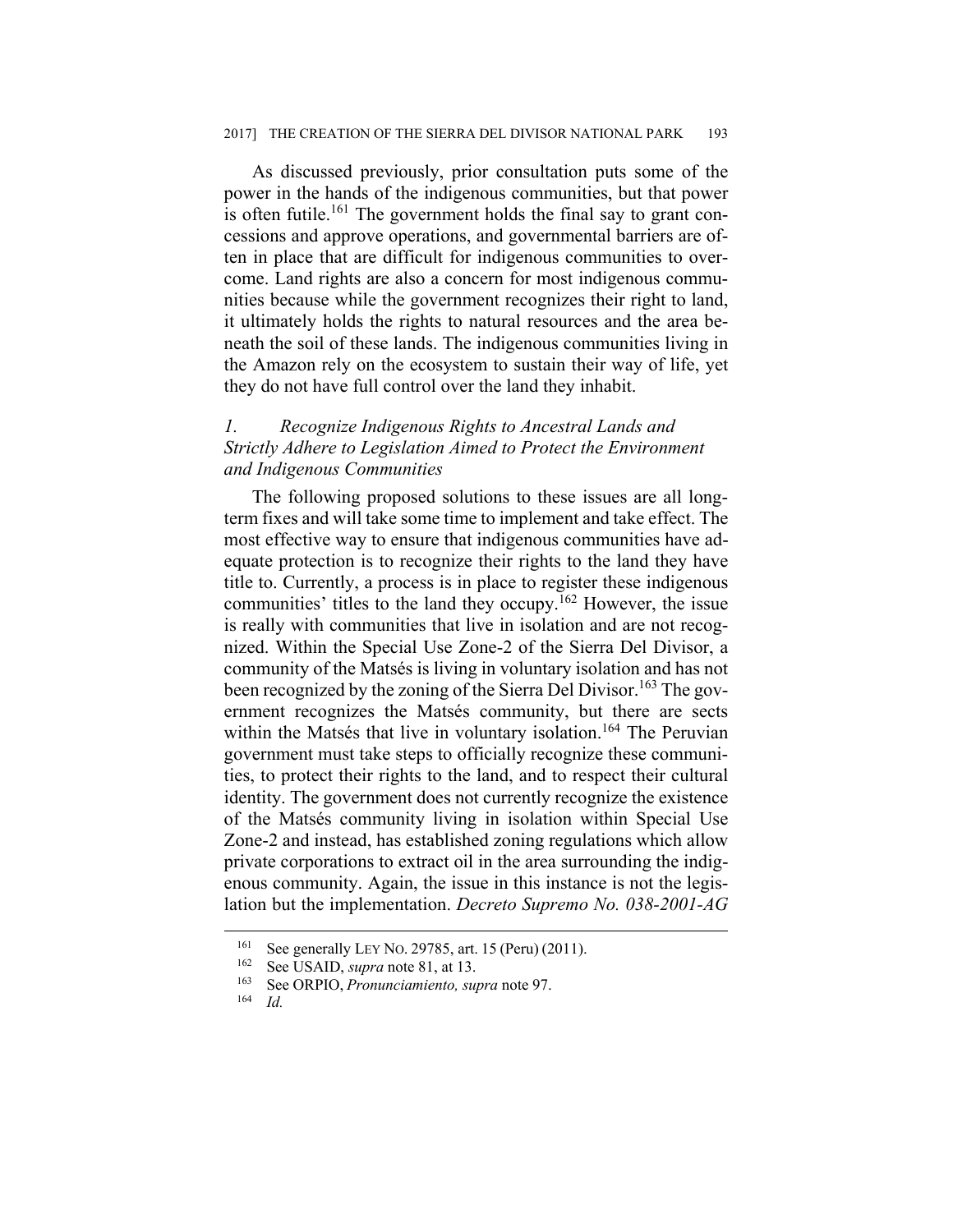As discussed previously, prior consultation puts some of the power in the hands of the indigenous communities, but that power is often futile.[161] The government holds the final say to grant concessions and approve operations, and governmental barriers are often in place that are difficult for indigenous communities to overcome. Land rights are also a concern for most indigenous communities because while the government recognizes their right to land, it ultimately holds the rights to natural resources and the area beneath the soil of these lands. The indigenous communities living in the Amazon rely on the ecosystem to sustain their way of life, yet they do not have full control over the land they inhabit.

### *1. Recognize Indigenous Rights to Ancestral Lands and Strictly Adhere to Legislation Aimed to Protect the Environment and Indigenous Communities*

The following proposed solutions to these issues are all long-term fixes and will take some time to implement and take effect. The most effective way to ensure that indigenous communities have adequate protection is to recognize their rights to the land they have title to. Currently, a process is in place to register these indigenous communities' titles to the land they occupy.[162] However, the issue is really with communities that live in isolation and are not recognized. Within the Special Use Zone-2 of the Sierra Del Divisor, a community of the Matsés is living in voluntary isolation and has not been recognized by the zoning of the Sierra Del Divisor.[163] The government recognizes the Matsés community, but there are sects within the Matsés that live in voluntary isolation.[164] The Peruvian government must take steps to officially recognize these communities, to protect their rights to the land, and to respect their cultural identity. The government does not currently recognize the existence of the Matsés community living in isolation within Special Use Zone-2 and instead, has established zoning regulations which allow private corporations to extract oil in the area surrounding the indigenous community. Again, the issue in this instance is not the legislation but the implementation. *Decreto Supremo No. 038-2001-AG*

---

[161] See generally LEY NO. 29785, art. 15 (Peru) (2011).

[162] See USAID, *supra* note 81, at 13.

[163] See ORPIO, *Pronunciamiento, supra* note 97.

[164] *Id.*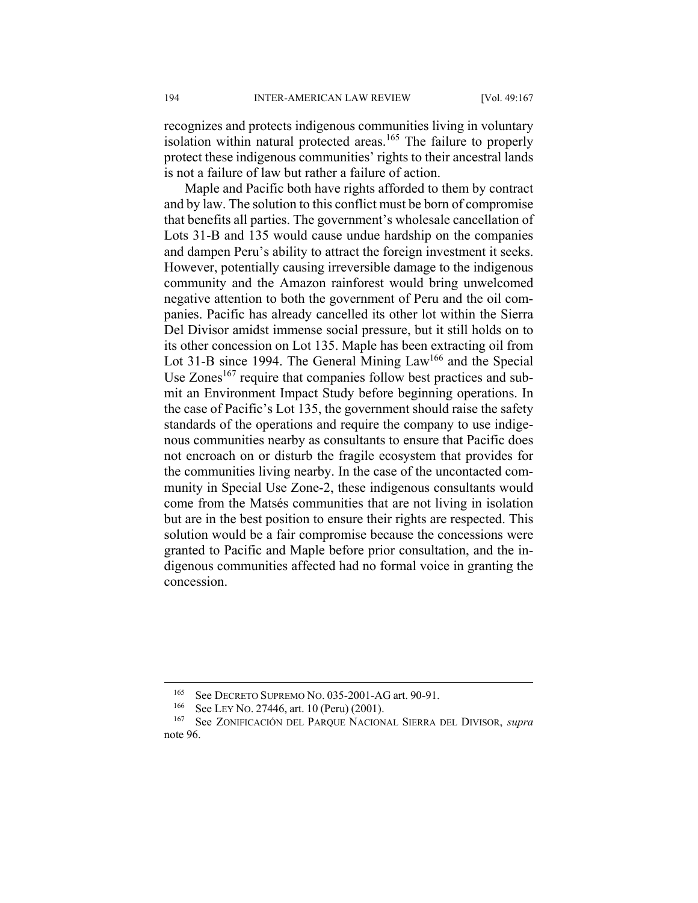recognizes and protects indigenous communities living in voluntary isolation within natural protected areas.[165] The failure to properly protect these indigenous communities' rights to their ancestral lands is not a failure of law but rather a failure of action.

Maple and Pacific both have rights afforded to them by contract and by law. The solution to this conflict must be born of compromise that benefits all parties. The government's wholesale cancellation of Lots 31-B and 135 would cause undue hardship on the companies and dampen Peru's ability to attract the foreign investment it seeks. However, potentially causing irreversible damage to the indigenous community and the Amazon rainforest would bring unwelcomed negative attention to both the government of Peru and the oil companies. Pacific has already cancelled its other lot within the Sierra Del Divisor amidst immense social pressure, but it still holds on to its other concession on Lot 135. Maple has been extracting oil from Lot 31-B since 1994. The General Mining Law[166] and the Special Use Zones[167] require that companies follow best practices and submit an Environment Impact Study before beginning operations. In the case of Pacific's Lot 135, the government should raise the safety standards of the operations and require the company to use indigenous communities nearby as consultants to ensure that Pacific does not encroach on or disturb the fragile ecosystem that provides for the communities living nearby. In the case of the uncontacted community in Special Use Zone-2, these indigenous consultants would come from the Matsés communities that are not living in isolation but are in the best position to ensure their rights are respected. This solution would be a fair compromise because the concessions were granted to Pacific and Maple before prior consultation, and the indigenous communities affected had no formal voice in granting the concession.

---

[165] See DECRETO SUPREMO NO. 035-2001-AG art. 90-91.

[166] See LEY NO. 27446, art. 10 (Peru) (2001).

[167] See ZONIFICACIÓN DEL PARQUE NACIONAL SIERRA DEL DIVISOR, *supra* note 96.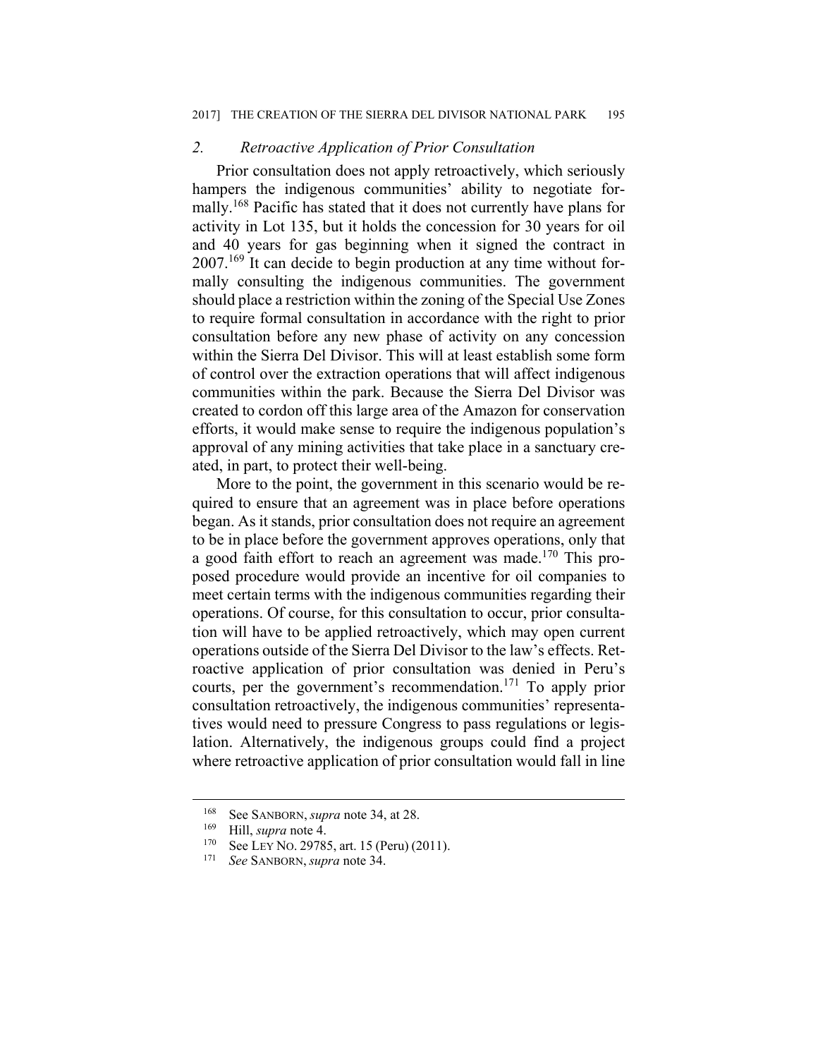## *2. Retroactive Application of Prior Consultation*

Prior consultation does not apply retroactively, which seriously hampers the indigenous communities' ability to negotiate formally.[168] Pacific has stated that it does not currently have plans for activity in Lot 135, but it holds the concession for 30 years for oil and 40 years for gas beginning when it signed the contract in 2007.[169] It can decide to begin production at any time without formally consulting the indigenous communities. The government should place a restriction within the zoning of the Special Use Zones to require formal consultation in accordance with the right to prior consultation before any new phase of activity on any concession within the Sierra Del Divisor. This will at least establish some form of control over the extraction operations that will affect indigenous communities within the park. Because the Sierra Del Divisor was created to cordon off this large area of the Amazon for conservation efforts, it would make sense to require the indigenous population's approval of any mining activities that take place in a sanctuary created, in part, to protect their well-being.

More to the point, the government in this scenario would be required to ensure that an agreement was in place before operations began. As it stands, prior consultation does not require an agreement to be in place before the government approves operations, only that a good faith effort to reach an agreement was made.[170] This proposed procedure would provide an incentive for oil companies to meet certain terms with the indigenous communities regarding their operations. Of course, for this consultation to occur, prior consultation will have to be applied retroactively, which may open current operations outside of the Sierra Del Divisor to the law's effects. Retroactive application of prior consultation was denied in Peru's courts, per the government's recommendation.[171] To apply prior consultation retroactively, the indigenous communities' representatives would need to pressure Congress to pass regulations or legislation. Alternatively, the indigenous groups could find a project where retroactive application of prior consultation would fall in line

---

[168] See SANBORN, *supra* note 34, at 28.

[169] Hill, *supra* note 4.

[170] See LEY NO. 29785, art. 15 (Peru) (2011).

[171] *See* SANBORN, *supra* note 34.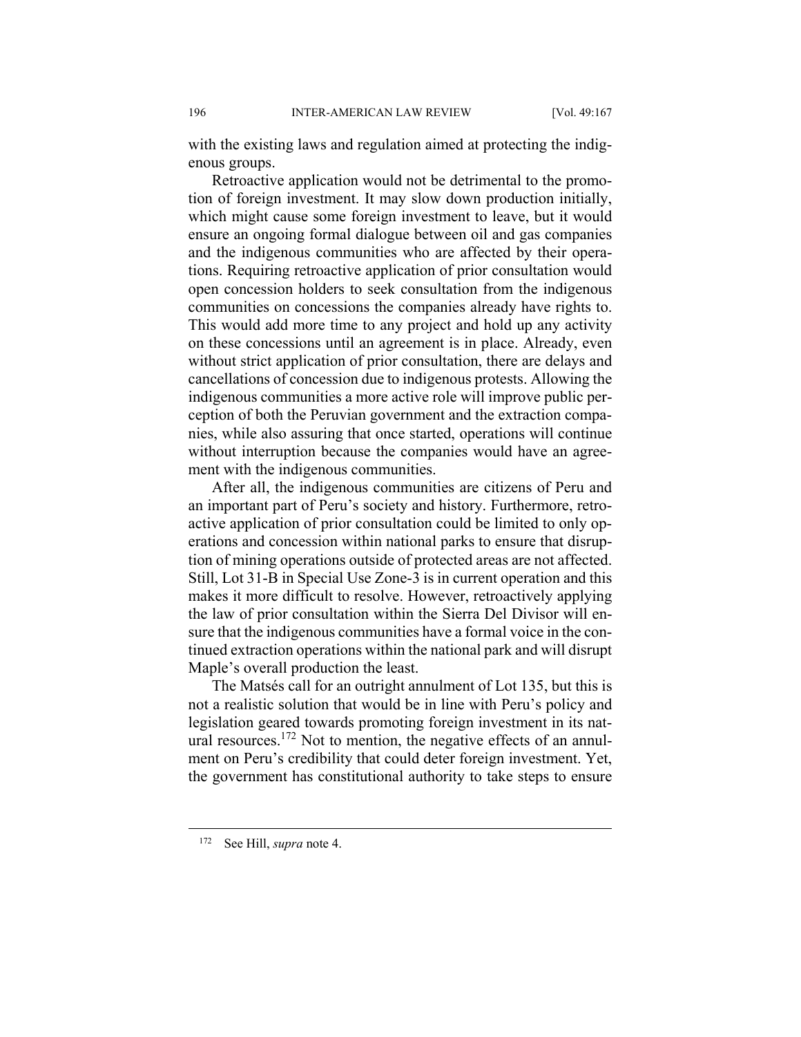with the existing laws and regulation aimed at protecting the indigenous groups.

Retroactive application would not be detrimental to the promotion of foreign investment. It may slow down production initially, which might cause some foreign investment to leave, but it would ensure an ongoing formal dialogue between oil and gas companies and the indigenous communities who are affected by their operations. Requiring retroactive application of prior consultation would open concession holders to seek consultation from the indigenous communities on concessions the companies already have rights to. This would add more time to any project and hold up any activity on these concessions until an agreement is in place. Already, even without strict application of prior consultation, there are delays and cancellations of concession due to indigenous protests. Allowing the indigenous communities a more active role will improve public perception of both the Peruvian government and the extraction companies, while also assuring that once started, operations will continue without interruption because the companies would have an agreement with the indigenous communities.

After all, the indigenous communities are citizens of Peru and an important part of Peru's society and history. Furthermore, retroactive application of prior consultation could be limited to only operations and concession within national parks to ensure that disruption of mining operations outside of protected areas are not affected. Still, Lot 31-B in Special Use Zone-3 is in current operation and this makes it more difficult to resolve. However, retroactively applying the law of prior consultation within the Sierra Del Divisor will ensure that the indigenous communities have a formal voice in the continued extraction operations within the national park and will disrupt Maple's overall production the least.

The Matsés call for an outright annulment of Lot 135, but this is not a realistic solution that would be in line with Peru's policy and legislation geared towards promoting foreign investment in its natural resources.[172] Not to mention, the negative effects of an annulment on Peru's credibility that could deter foreign investment. Yet, the government has constitutional authority to take steps to ensure

[172] See Hill, *supra* note 4.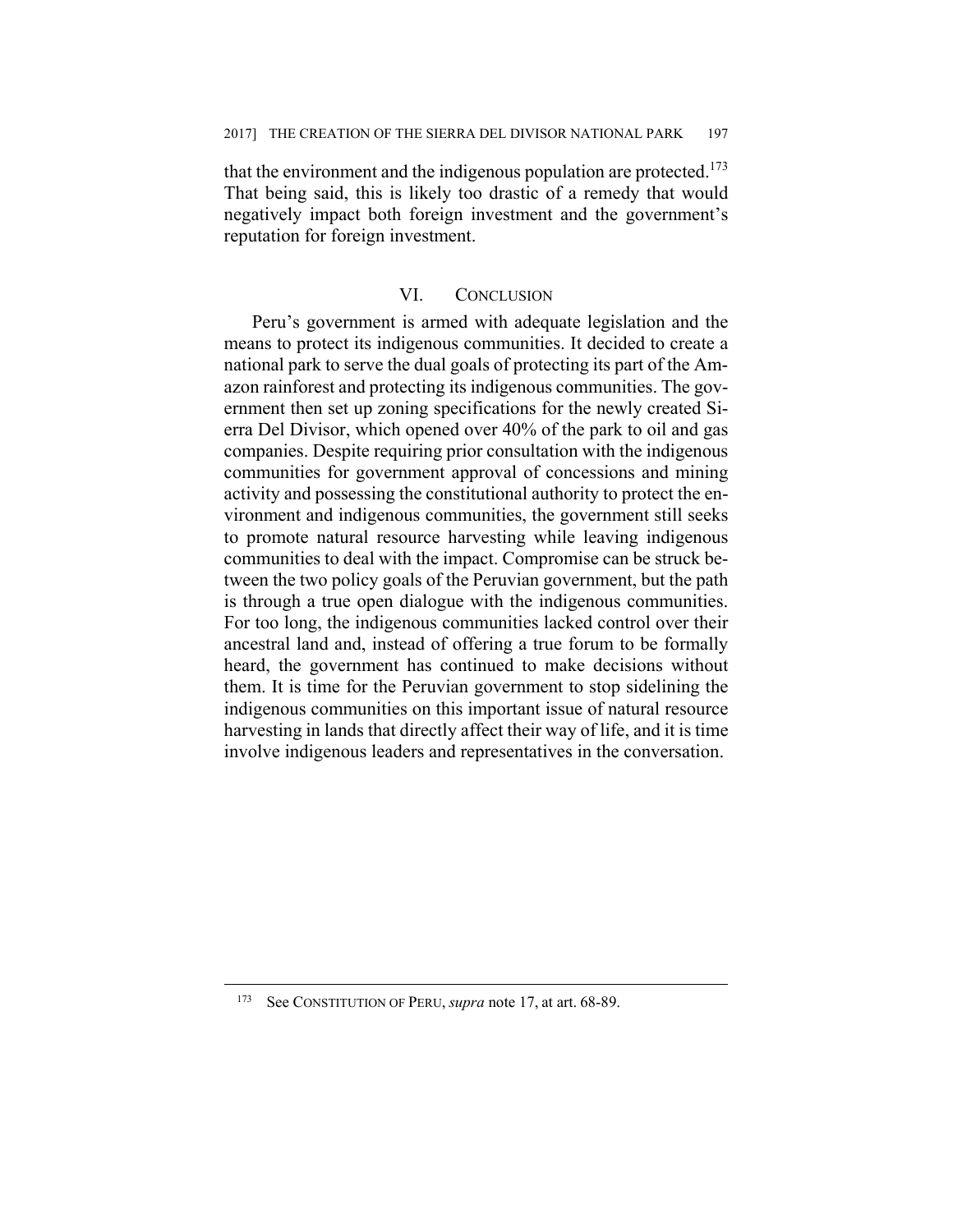that the environment and the indigenous population are protected.[173] That being said, this is likely too drastic of a remedy that would negatively impact both foreign investment and the government's reputation for foreign investment.

## VI. Conclusion

Peru's government is armed with adequate legislation and the means to protect its indigenous communities. It decided to create a national park to serve the dual goals of protecting its part of the Amazon rainforest and protecting its indigenous communities. The government then set up zoning specifications for the newly created Sierra Del Divisor, which opened over 40% of the park to oil and gas companies. Despite requiring prior consultation with the indigenous communities for government approval of concessions and mining activity and possessing the constitutional authority to protect the environment and indigenous communities, the government still seeks to promote natural resource harvesting while leaving indigenous communities to deal with the impact. Compromise can be struck between the two policy goals of the Peruvian government, but the path is through a true open dialogue with the indigenous communities. For too long, the indigenous communities lacked control over their ancestral land and, instead of offering a true forum to be formally heard, the government has continued to make decisions without them. It is time for the Peruvian government to stop sidelining the indigenous communities on this important issue of natural resource harvesting in lands that directly affect their way of life, and it is time involve indigenous leaders and representatives in the conversation.

---

[173] See Constitution of Peru, *supra* note 17, at art. 68-89.